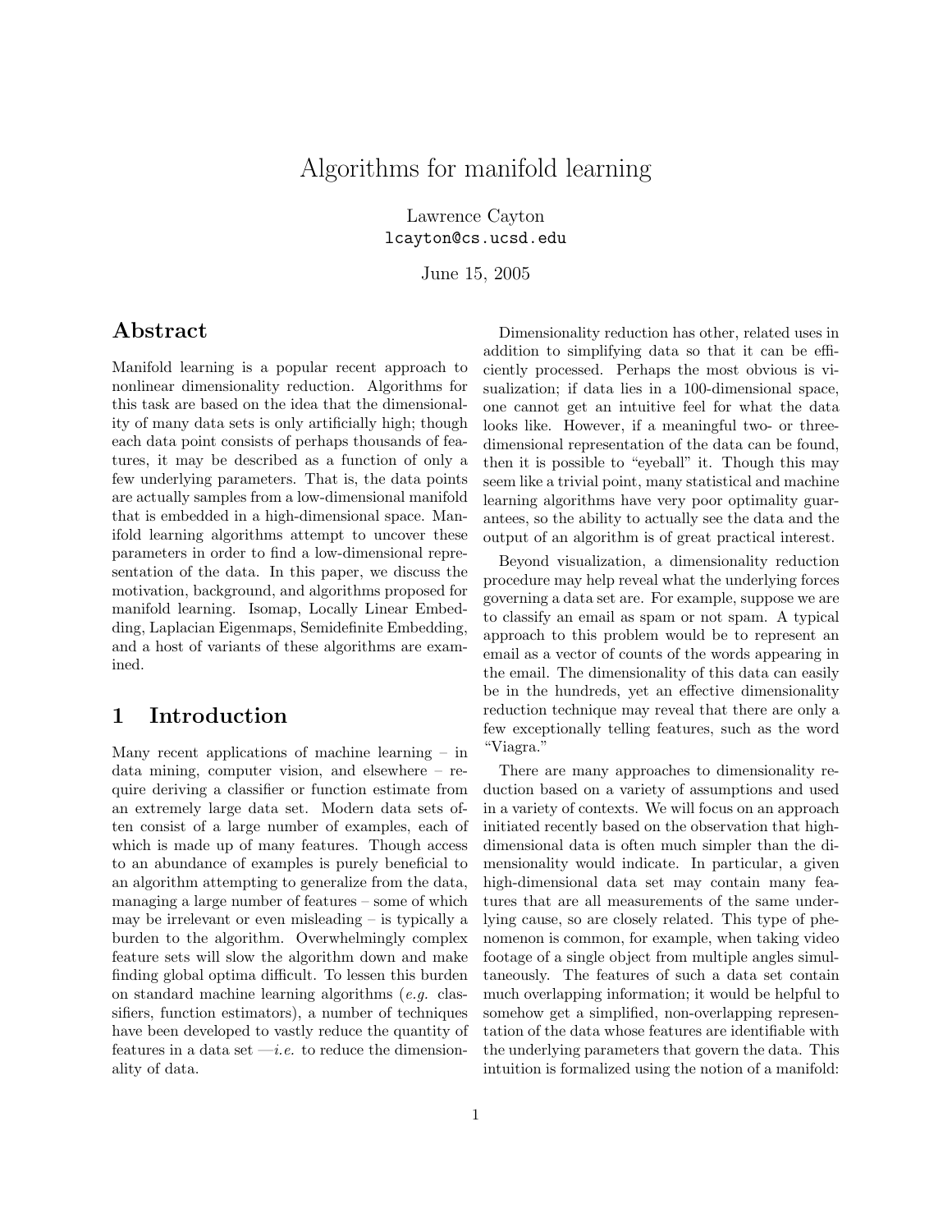# Algorithms for manifold learning

Lawrence Cayton
`lcayton@cs.ucsd.edu`

June 15, 2005

## Abstract

Manifold learning is a popular recent approach to nonlinear dimensionality reduction. Algorithms for this task are based on the idea that the dimensionality of many data sets is only artificially high; though each data point consists of perhaps thousands of features, it may be described as a function of only a few underlying parameters. That is, the data points are actually samples from a low-dimensional manifold that is embedded in a high-dimensional space. Manifold learning algorithms attempt to uncover these parameters in order to find a low-dimensional representation of the data. In this paper, we discuss the motivation, background, and algorithms proposed for manifold learning. Isomap, Locally Linear Embedding, Laplacian Eigenmaps, Semidefinite Embedding, and a host of variants of these algorithms are examined.

## 1 Introduction

Many recent applications of machine learning – in data mining, computer vision, and elsewhere – require deriving a classifier or function estimate from an extremely large data set. Modern data sets often consist of a large number of examples, each of which is made up of many features. Though access to an abundance of examples is purely beneficial to an algorithm attempting to generalize from the data, managing a large number of features – some of which may be irrelevant or even misleading – is typically a burden to the algorithm. Overwhelmingly complex feature sets will slow the algorithm down and make finding global optima difficult. To lessen this burden on standard machine learning algorithms (*e.g.* classifiers, function estimators), a number of techniques have been developed to vastly reduce the quantity of features in a data set —*i.e.* to reduce the dimensionality of data.

Dimensionality reduction has other, related uses in addition to simplifying data so that it can be efficiently processed. Perhaps the most obvious is visualization; if data lies in a 100-dimensional space, one cannot get an intuitive feel for what the data looks like. However, if a meaningful two- or three-dimensional representation of the data can be found, then it is possible to "eyeball" it. Though this may seem like a trivial point, many statistical and machine learning algorithms have very poor optimality guarantees, so the ability to actually see the data and the output of an algorithm is of great practical interest.

Beyond visualization, a dimensionality reduction procedure may help reveal what the underlying forces governing a data set are. For example, suppose we are to classify an email as spam or not spam. A typical approach to this problem would be to represent an email as a vector of counts of the words appearing in the email. The dimensionality of this data can easily be in the hundreds, yet an effective dimensionality reduction technique may reveal that there are only a few exceptionally telling features, such as the word "Viagra."

There are many approaches to dimensionality reduction based on a variety of assumptions and used in a variety of contexts. We will focus on an approach initiated recently based on the observation that high-dimensional data is often much simpler than the dimensionality would indicate. In particular, a given high-dimensional data set may contain many features that are all measurements of the same underlying cause, so are closely related. This type of phenomenon is common, for example, when taking video footage of a single object from multiple angles simultaneously. The features of such a data set contain much overlapping information; it would be helpful to somehow get a simplified, non-overlapping representation of the data whose features are identifiable with the underlying parameters that govern the data. This intuition is formalized using the notion of a manifold: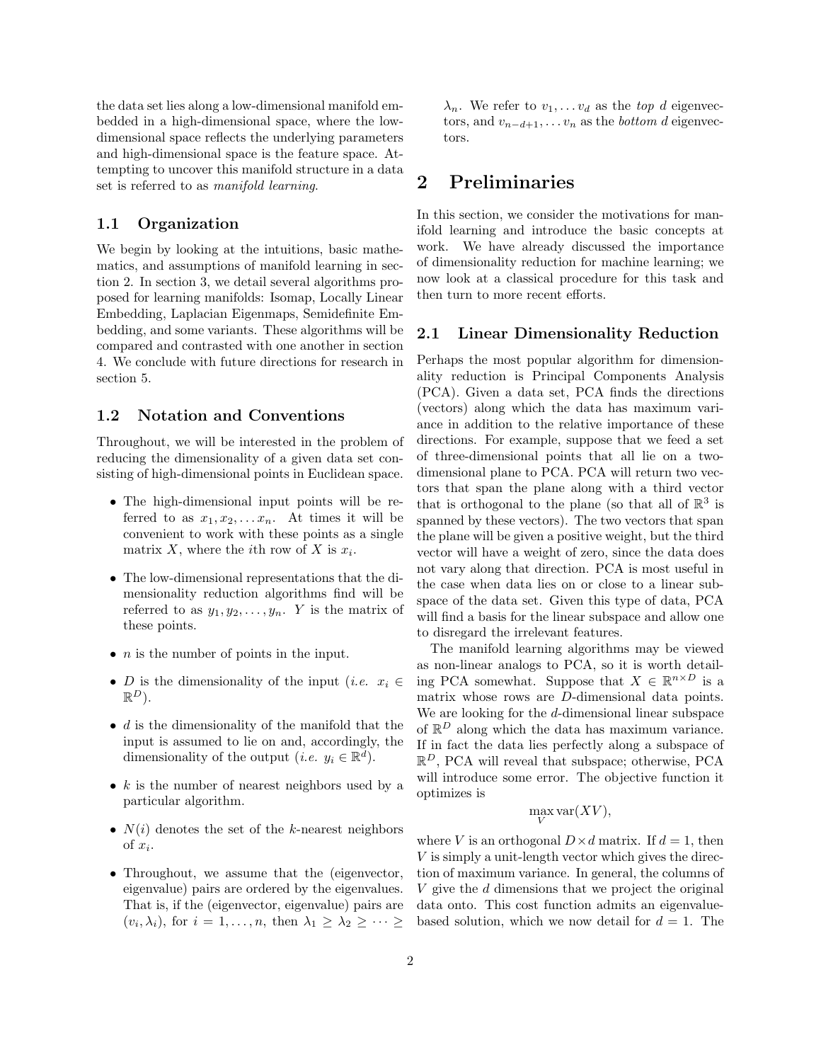the data set lies along a low-dimensional manifold embedded in a high-dimensional space, where the low-dimensional space reflects the underlying parameters and high-dimensional space is the feature space. Attempting to uncover this manifold structure in a data set is referred to as *manifold learning*.

### 1.1 Organization

We begin by looking at the intuitions, basic mathematics, and assumptions of manifold learning in section 2. In section 3, we detail several algorithms proposed for learning manifolds: Isomap, Locally Linear Embedding, Laplacian Eigenmaps, Semidefinite Embedding, and some variants. These algorithms will be compared and contrasted with one another in section 4. We conclude with future directions for research in section 5.

### 1.2 Notation and Conventions

Throughout, we will be interested in the problem of reducing the dimensionality of a given data set consisting of high-dimensional points in Euclidean space.

- The high-dimensional input points will be referred to as $x_1, x_2, \ldots x_n$. At times it will be convenient to work with these points as a single matrix $X$, where the $i$th row of $X$ is $x_i$.
- The low-dimensional representations that the dimensionality reduction algorithms find will be referred to as $y_1, y_2, \ldots, y_n$. $Y$ is the matrix of these points.
- $n$ is the number of points in the input.
- $D$ is the dimensionality of the input (*i.e.* $x_i \in \mathbb{R}^D$).
- $d$ is the dimensionality of the manifold that the input is assumed to lie on and, accordingly, the dimensionality of the output (*i.e.* $y_i \in \mathbb{R}^d$).
- $k$ is the number of nearest neighbors used by a particular algorithm.
- $N(i)$ denotes the set of the $k$-nearest neighbors of $x_i$.
- Throughout, we assume that the (eigenvector, eigenvalue) pairs are ordered by the eigenvalues. That is, if the (eigenvector, eigenvalue) pairs are $(v_i, \lambda_i)$, for $i = 1, \ldots, n$, then $\lambda_1 \geq \lambda_2 \geq \cdots \geq \lambda_n$. We refer to $v_1, \ldots v_d$ as the *top $d$* eigenvectors, and $v_{n-d+1}, \ldots v_n$ as the *bottom $d$* eigenvectors.

## 2 Preliminaries

In this section, we consider the motivations for manifold learning and introduce the basic concepts at work. We have already discussed the importance of dimensionality reduction for machine learning; we now look at a classical procedure for this task and then turn to more recent efforts.

### 2.1 Linear Dimensionality Reduction

Perhaps the most popular algorithm for dimensionality reduction is Principal Components Analysis (PCA). Given a data set, PCA finds the directions (vectors) along which the data has maximum variance in addition to the relative importance of these directions. For example, suppose that we feed a set of three-dimensional points that all lie on a two-dimensional plane to PCA. PCA will return two vectors that span the plane along with a third vector that is orthogonal to the plane (so that all of $\mathbb{R}^3$ is spanned by these vectors). The two vectors that span the plane will be given a positive weight, but the third vector will have a weight of zero, since the data does not vary along that direction. PCA is most useful in the case when data lies on or close to a linear subspace of the data set. Given this type of data, PCA will find a basis for the linear subspace and allow one to disregard the irrelevant features.

The manifold learning algorithms may be viewed as non-linear analogs to PCA, so it is worth detailing PCA somewhat. Suppose that $X \in \mathbb{R}^{n \times D}$ is a matrix whose rows are $D$-dimensional data points. We are looking for the $d$-dimensional linear subspace of $\mathbb{R}^D$ along which the data has maximum variance. If in fact the data lies perfectly along a subspace of $\mathbb{R}^D$, PCA will reveal that subspace; otherwise, PCA will introduce some error. The objective function it optimizes is

$$\max_V \operatorname{var}(XV),$$

where $V$ is an orthogonal $D \times d$ matrix. If $d = 1$, then $V$ is simply a unit-length vector which gives the direction of maximum variance. In general, the columns of $V$ give the $d$ dimensions that we project the original data onto. This cost function admits an eigenvalue-based solution, which we now detail for $d = 1$. The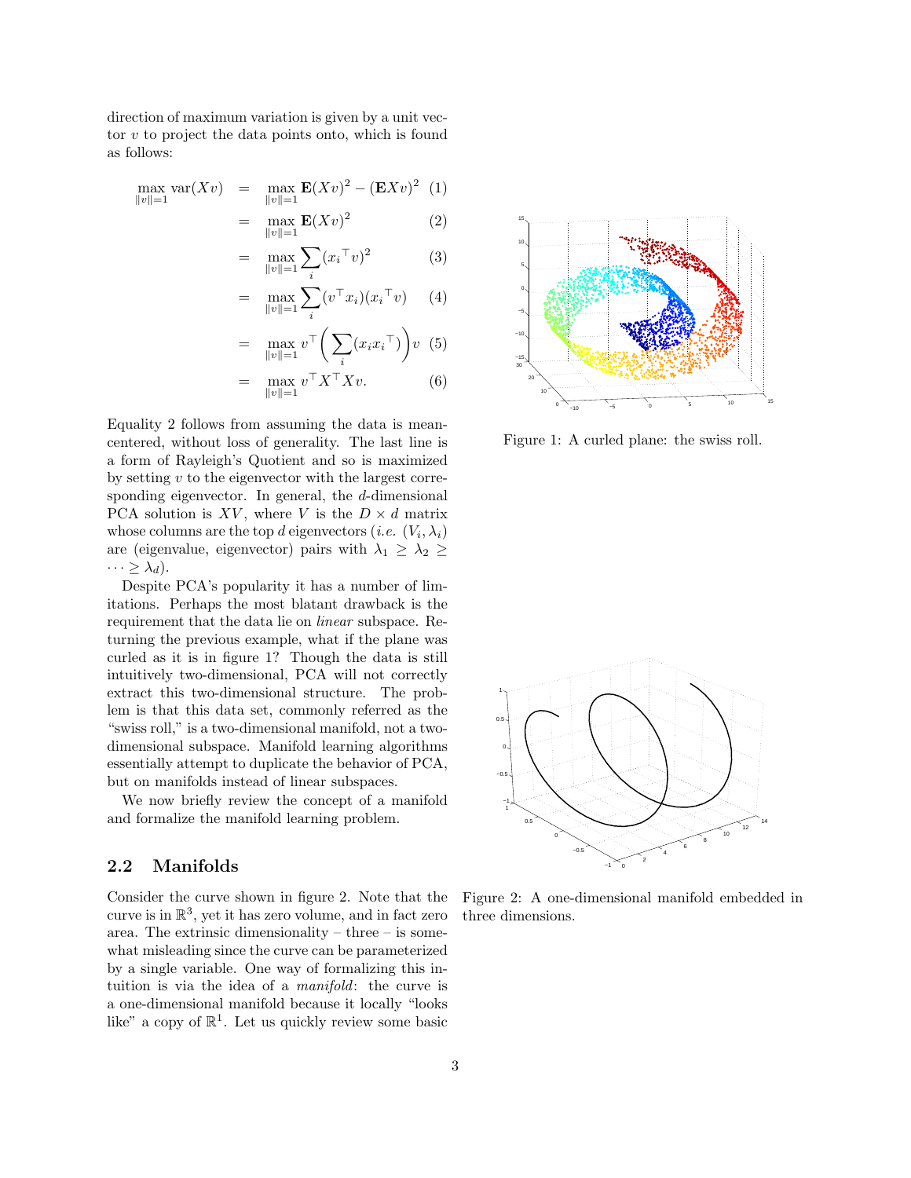direction of maximum variation is given by a unit vector $v$ to project the data points onto, which is found as follows:

$$
\begin{aligned}
\max_{\|v\|=1} \operatorname{var}(Xv) &= \max_{\|v\|=1} \mathbf{E}(Xv)^2 - (\mathbf{E}Xv)^2 && (1)\\
&= \max_{\|v\|=1} \mathbf{E}(Xv)^2 && (2)\\
&= \max_{\|v\|=1} \sum_i ({x_i}^\top v)^2 && (3)\\
&= \max_{\|v\|=1} \sum_i (v^\top x_i)({x_i}^\top v) && (4)\\
&= \max_{\|v\|=1} v^\top \left( \sum_i (x_i {x_i}^\top) \right) v && (5)\\
&= \max_{\|v\|=1} v^\top X^\top X v. && (6)
\end{aligned}
$$

Equality 2 follows from assuming the data is mean-centered, without loss of generality. The last line is a form of Rayleigh's Quotient and so is maximized by setting $v$ to the eigenvector with the largest corresponding eigenvector. In general, the $d$-dimensional PCA solution is $XV$, where $V$ is the $D \times d$ matrix whose columns are the top $d$ eigenvectors (*i.e.* $(V_i, \lambda_i)$ are (eigenvalue, eigenvector) pairs with $\lambda_1 \geq \lambda_2 \geq \cdots \geq \lambda_d$).

Despite PCA's popularity it has a number of limitations. Perhaps the most blatant drawback is the requirement that the data lie on *linear* subspace. Returning the previous example, what if the plane was curled as it is in figure 1? Though the data is still intuitively two-dimensional, PCA will not correctly extract this two-dimensional structure. The problem is that this data set, commonly referred as the "swiss roll," is a two-dimensional manifold, not a two-dimensional subspace. Manifold learning algorithms essentially attempt to duplicate the behavior of PCA, but on manifolds instead of linear subspaces.

We now briefly review the concept of a manifold and formalize the manifold learning problem.

Figure 1: A curled plane: the swiss roll.

## 2.2 Manifolds

Consider the curve shown in figure 2. Note that the curve is in $\mathbb{R}^3$, yet it has zero volume, and in fact zero area. The extrinsic dimensionality – three – is somewhat misleading since the curve can be parameterized by a single variable. One way of formalizing this intuition is via the idea of a *manifold*: the curve is a one-dimensional manifold because it locally "looks like" a copy of $\mathbb{R}^1$. Let us quickly review some basic

Figure 2: A one-dimensional manifold embedded in three dimensions.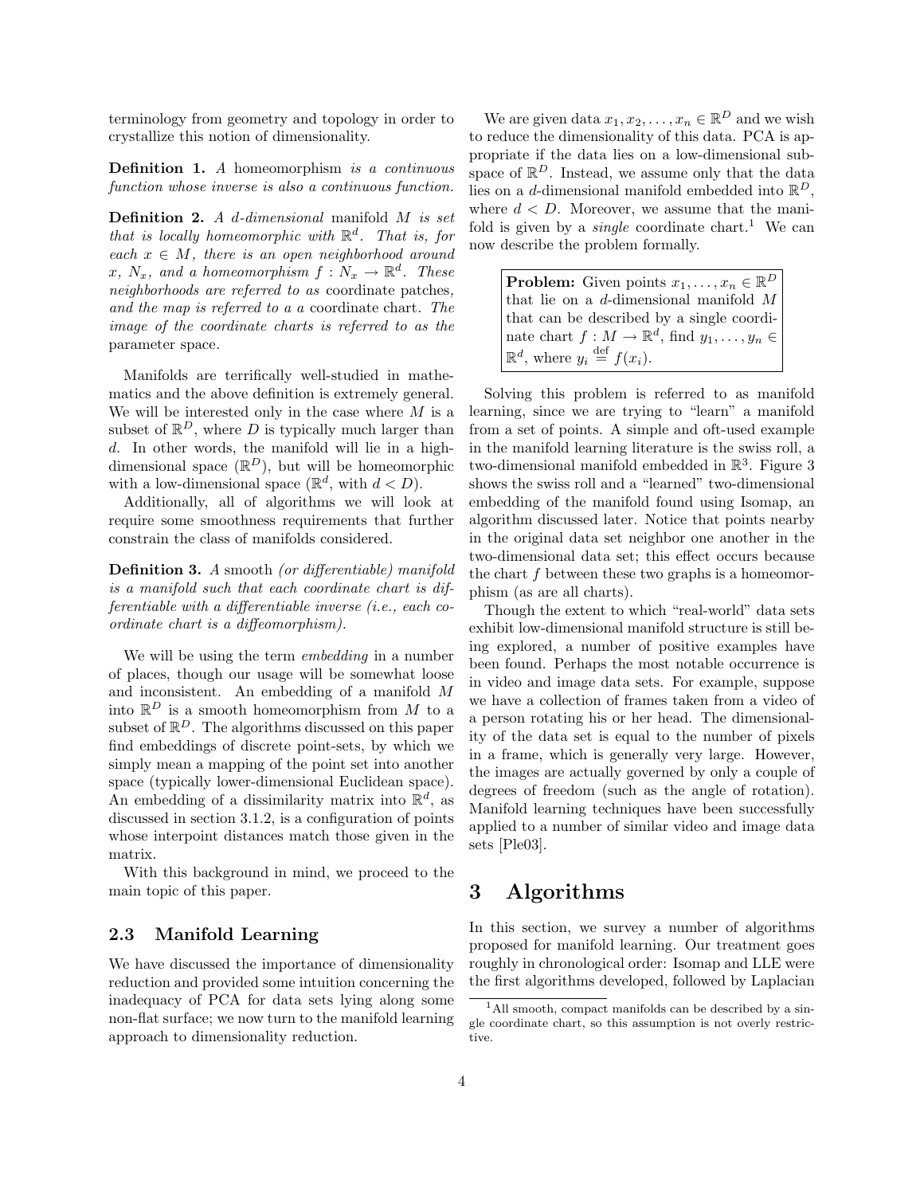terminology from geometry and topology in order to crystallize this notion of dimensionality.

**Definition 1.** *A* homeomorphism *is a continuous function whose inverse is also a continuous function.*

**Definition 2.** *A $d$-dimensional* manifold *$M$ is set that is locally homeomorphic with $\mathbb{R}^d$. That is, for each $x \in M$, there is an open neighborhood around $x$, $N_x$, and a homeomorphism $f : N_x \to \mathbb{R}^d$. These neighborhoods are referred to as* coordinate patches*, and the map is referred to a a* coordinate chart*. The image of the coordinate charts is referred to as the* parameter space.

Manifolds are terrifically well-studied in mathematics and the above definition is extremely general. We will be interested only in the case where $M$ is a subset of $\mathbb{R}^D$, where $D$ is typically much larger than $d$. In other words, the manifold will lie in a high-dimensional space ($\mathbb{R}^D$), but will be homeomorphic with a low-dimensional space ($\mathbb{R}^d$, with $d < D$).

Additionally, all of algorithms we will look at require some smoothness requirements that further constrain the class of manifolds considered.

**Definition 3.** *A* smooth *(or differentiable) manifold is a manifold such that each coordinate chart is differentiable with a differentiable inverse (i.e., each coordinate chart is a diffeomorphism).*

We will be using the term *embedding* in a number of places, though our usage will be somewhat loose and inconsistent. An embedding of a manifold $M$ into $\mathbb{R}^D$ is a smooth homeomorphism from $M$ to a subset of $\mathbb{R}^D$. The algorithms discussed on this paper find embeddings of discrete point-sets, by which we simply mean a mapping of the point set into another space (typically lower-dimensional Euclidean space). An embedding of a dissimilarity matrix into $\mathbb{R}^d$, as discussed in section 3.1.2, is a configuration of points whose interpoint distances match those given in the matrix.

With this background in mind, we proceed to the main topic of this paper.

### 2.3 Manifold Learning

We have discussed the importance of dimensionality reduction and provided some intuition concerning the inadequacy of PCA for data sets lying along some non-flat surface; we now turn to the manifold learning approach to dimensionality reduction.

We are given data $x_1, x_2, \ldots, x_n \in \mathbb{R}^D$ and we wish to reduce the dimensionality of this data. PCA is appropriate if the data lies on a low-dimensional subspace of $\mathbb{R}^D$. Instead, we assume only that the data lies on a $d$-dimensional manifold embedded into $\mathbb{R}^D$, where $d < D$. Moreover, we assume that the manifold is given by a *single* coordinate chart.[1] We can now describe the problem formally.

> **Problem:** Given points $x_1, \ldots, x_n \in \mathbb{R}^D$ that lie on a $d$-dimensional manifold $M$ that can be described by a single coordinate chart $f : M \to \mathbb{R}^d$, find $y_1, \ldots, y_n \in \mathbb{R}^d$, where $y_i \stackrel{\text{def}}{=} f(x_i)$.

Solving this problem is referred to as manifold learning, since we are trying to "learn" a manifold from a set of points. A simple and oft-used example in the manifold learning literature is the swiss roll, a two-dimensional manifold embedded in $\mathbb{R}^3$. Figure 3 shows the swiss roll and a "learned" two-dimensional embedding of the manifold found using Isomap, an algorithm discussed later. Notice that points nearby in the original data set neighbor one another in the two-dimensional data set; this effect occurs because the chart $f$ between these two graphs is a homeomorphism (as are all charts).

Though the extent to which "real-world" data sets exhibit low-dimensional manifold structure is still being explored, a number of positive examples have been found. Perhaps the most notable occurrence is in video and image data sets. For example, suppose we have a collection of frames taken from a video of a person rotating his or her head. The dimensionality of the data set is equal to the number of pixels in a frame, which is generally very large. However, the images are actually governed by only a couple of degrees of freedom (such as the angle of rotation). Manifold learning techniques have been successfully applied to a number of similar video and image data sets [Ple03].

## 3 Algorithms

In this section, we survey a number of algorithms proposed for manifold learning. Our treatment goes roughly in chronological order: Isomap and LLE were the first algorithms developed, followed by Laplacian

[1] All smooth, compact manifolds can be described by a single coordinate chart, so this assumption is not overly restrictive.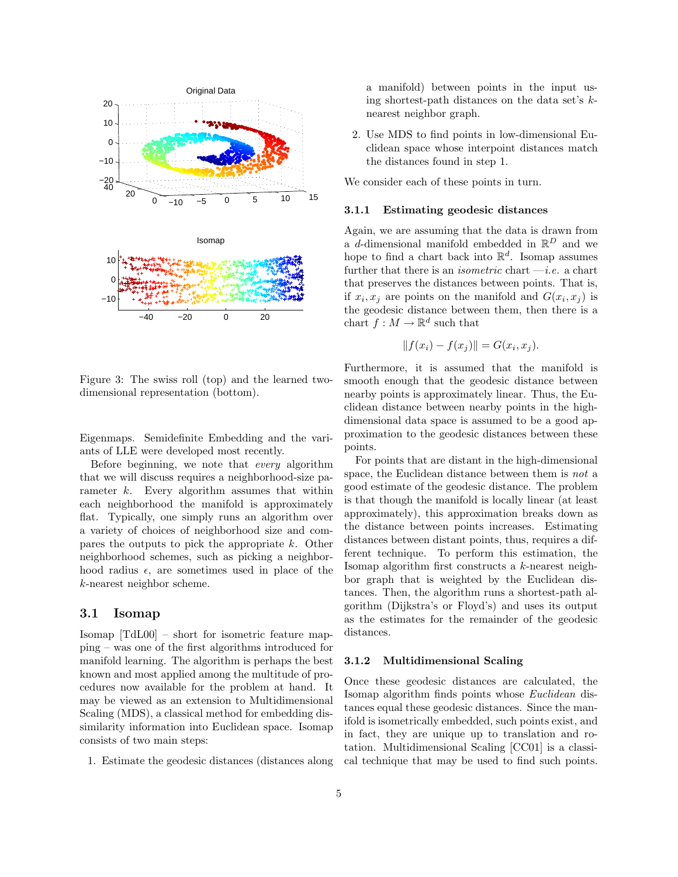Figure 3: The swiss roll (top) and the learned two-dimensional representation (bottom).

Eigenmaps. Semidefinite Embedding and the variants of LLE were developed most recently.

Before beginning, we note that *every* algorithm that we will discuss requires a neighborhood-size parameter $k$. Every algorithm assumes that within each neighborhood the manifold is approximately flat. Typically, one simply runs an algorithm over a variety of choices of neighborhood size and compares the outputs to pick the appropriate $k$. Other neighborhood schemes, such as picking a neighborhood radius $\epsilon$, are sometimes used in place of the $k$-nearest neighbor scheme.

## 3.1 Isomap

Isomap [TdL00] – short for isometric feature mapping – was one of the first algorithms introduced for manifold learning. The algorithm is perhaps the best known and most applied among the multitude of procedures now available for the problem at hand. It may be viewed as an extension to Multidimensional Scaling (MDS), a classical method for embedding dissimilarity information into Euclidean space. Isomap consists of two main steps:

1. Estimate the geodesic distances (distances along a manifold) between points in the input using shortest-path distances on the data set's $k$-nearest neighbor graph.
2. Use MDS to find points in low-dimensional Euclidean space whose interpoint distances match the distances found in step 1.

We consider each of these points in turn.

### 3.1.1 Estimating geodesic distances

Again, we are assuming that the data is drawn from a $d$-dimensional manifold embedded in $\mathbb{R}^D$ and we hope to find a chart back into $\mathbb{R}^d$. Isomap assumes further that there is an *isometric* chart —*i.e.* a chart that preserves the distances between points. That is, if $x_i, x_j$ are points on the manifold and $G(x_i, x_j)$ is the geodesic distance between them, then there is a chart $f : M \to \mathbb{R}^d$ such that

$$\|f(x_i) - f(x_j)\| = G(x_i, x_j).$$

Furthermore, it is assumed that the manifold is smooth enough that the geodesic distance between nearby points is approximately linear. Thus, the Euclidean distance between nearby points in the high-dimensional data space is assumed to be a good approximation to the geodesic distances between these points.

For points that are distant in the high-dimensional space, the Euclidean distance between them is *not* a good estimate of the geodesic distance. The problem is that though the manifold is locally linear (at least approximately), this approximation breaks down as the distance between points increases. Estimating distances between distant points, thus, requires a different technique. To perform this estimation, the Isomap algorithm first constructs a $k$-nearest neighbor graph that is weighted by the Euclidean distances. Then, the algorithm runs a shortest-path algorithm (Dijkstra's or Floyd's) and uses its output as the estimates for the remainder of the geodesic distances.

### 3.1.2 Multidimensional Scaling

Once these geodesic distances are calculated, the Isomap algorithm finds points whose *Euclidean* distances equal these geodesic distances. Since the manifold is isometrically embedded, such points exist, and in fact, they are unique up to translation and rotation. Multidimensional Scaling [CC01] is a classical technique that may be used to find such points.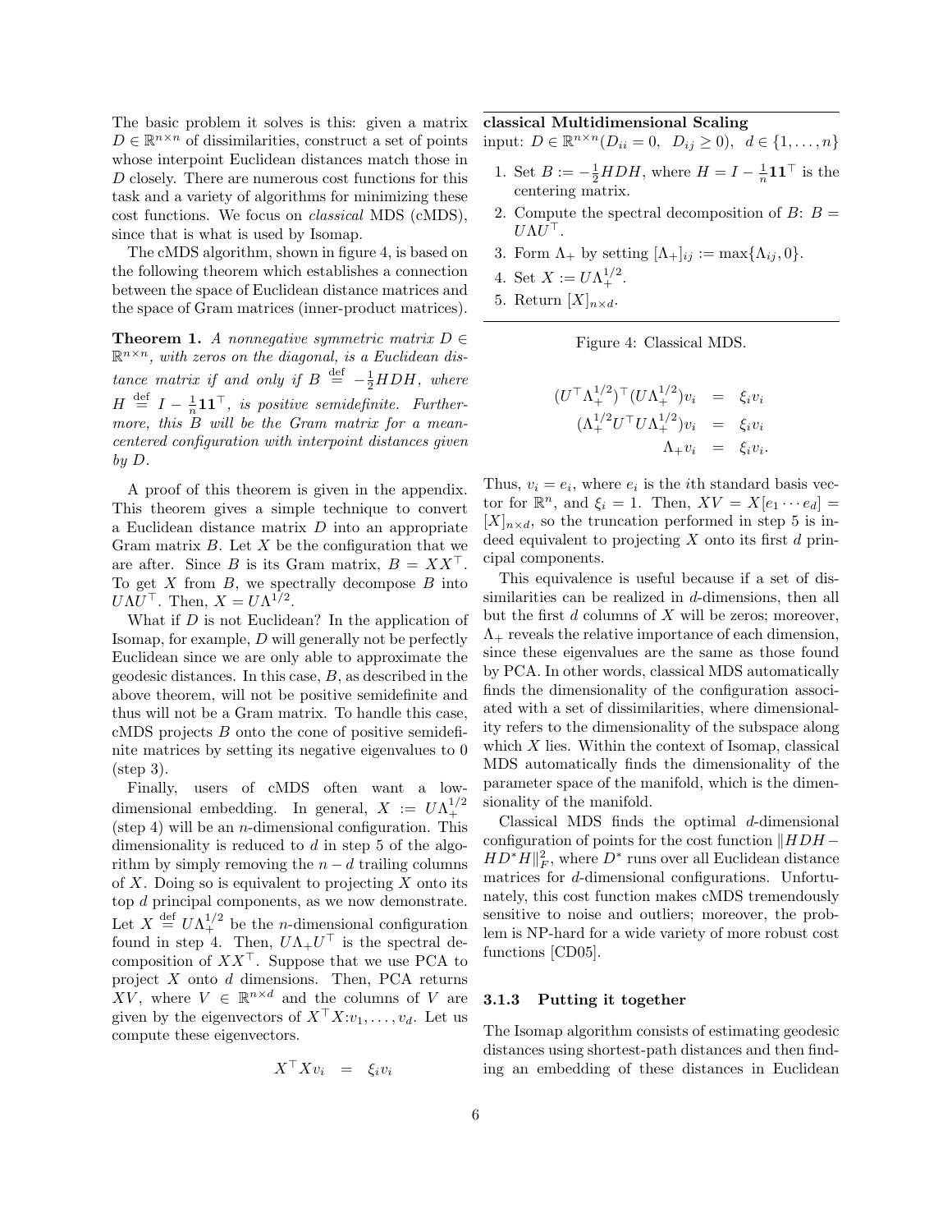The basic problem it solves is this: given a matrix $D \in \mathbb{R}^{n\times n}$ of dissimilarities, construct a set of points whose interpoint Euclidean distances match those in $D$ closely. There are numerous cost functions for this task and a variety of algorithms for minimizing these cost functions. We focus on *classical* MDS (cMDS), since that is what is used by Isomap.

The cMDS algorithm, shown in figure 4, is based on the following theorem which establishes a connection between the space of Euclidean distance matrices and the space of Gram matrices (inner-product matrices).

**Theorem 1.** *A nonnegative symmetric matrix $D \in \mathbb{R}^{n\times n}$, with zeros on the diagonal, is a Euclidean distance matrix if and only if $B \stackrel{\text{def}}{=} -\frac{1}{2}HDH$, where $H \stackrel{\text{def}}{=} I - \frac{1}{n}\mathbf{1}\mathbf{1}^\top$, is positive semidefinite. Furthermore, this $B$ will be the Gram matrix for a mean-centered configuration with interpoint distances given by $D$.*

A proof of this theorem is given in the appendix. This theorem gives a simple technique to convert a Euclidean distance matrix $D$ into an appropriate Gram matrix $B$. Let $X$ be the configuration that we are after. Since $B$ is its Gram matrix, $B = XX^\top$. To get $X$ from $B$, we spectrally decompose $B$ into $U\Lambda U^\top$. Then, $X = U\Lambda^{1/2}$.

What if $D$ is not Euclidean? In the application of Isomap, for example, $D$ will generally not be perfectly Euclidean since we are only able to approximate the geodesic distances. In this case, $B$, as described in the above theorem, will not be positive semidefinite and thus will not be a Gram matrix. To handle this case, cMDS projects $B$ onto the cone of positive semidefinite matrices by setting its negative eigenvalues to 0 (step 3).

Finally, users of cMDS often want a low-dimensional embedding. In general, $X := U\Lambda_+^{1/2}$ (step 4) will be an $n$-dimensional configuration. This dimensionality is reduced to $d$ in step 5 of the algorithm by simply removing the $n-d$ trailing columns of $X$. Doing so is equivalent to projecting $X$ onto its top $d$ principal components, as we now demonstrate. Let $X \stackrel{\text{def}}{=} U\Lambda_+^{1/2}$ be the $n$-dimensional configuration found in step 4. Then, $U\Lambda_+U^\top$ is the spectral decomposition of $XX^\top$. Suppose that we use PCA to project $X$ onto $d$ dimensions. Then, PCA returns $XV$, where $V \in \mathbb{R}^{n\times d}$ and the columns of $V$ are given by the eigenvectors of $X^\top X$: $v_1, \ldots, v_d$. Let us compute these eigenvectors.

$$
\begin{aligned}
X^\top X v_i &= \xi_i v_i \\
(U^\top \Lambda_+^{1/2})^\top (U\Lambda_+^{1/2}) v_i &= \xi_i v_i \\
(\Lambda_+^{1/2} U^\top U \Lambda_+^{1/2}) v_i &= \xi_i v_i \\
\Lambda_+ v_i &= \xi_i v_i.
\end{aligned}
$$

Thus, $v_i = e_i$, where $e_i$ is the $i$th standard basis vector for $\mathbb{R}^n$, and $\xi_i = 1$. Then, $XV = X[e_1 \cdots e_d] = [X]_{n\times d}$, so the truncation performed in step 5 is indeed equivalent to projecting $X$ onto its first $d$ principal components.

This equivalence is useful because if a set of dissimilarities can be realized in $d$-dimensions, then all but the first $d$ columns of $X$ will be zeros; moreover, $\Lambda_+$ reveals the relative importance of each dimension, since these eigenvalues are the same as those found by PCA. In other words, classical MDS automatically finds the dimensionality of the configuration associated with a set of dissimilarities, where dimensionality refers to the dimensionality of the subspace along which $X$ lies. Within the context of Isomap, classical MDS automatically finds the dimensionality of the parameter space of the manifold, which is the dimensionality of the manifold.

Classical MDS finds the optimal $d$-dimensional configuration of points for the cost function $\|HDH - HD^*H\|_F^2$, where $D^*$ runs over all Euclidean distance matrices for $d$-dimensional configurations. Unfortunately, this cost function makes cMDS tremendously sensitive to noise and outliers; moreover, the problem is NP-hard for a wide variety of more robust cost functions [CD05].

---

**classical Multidimensional Scaling**

input: $D \in \mathbb{R}^{n\times n}$ $(D_{ii} = 0,\ D_{ij} \geq 0)$, $d \in \{1, \ldots, n\}$

1. Set $B := -\frac{1}{2}HDH$, where $H = I - \frac{1}{n}\mathbf{1}\mathbf{1}^\top$ is the centering matrix.
2. Compute the spectral decomposition of $B$: $B = U\Lambda U^\top$.
3. Form $\Lambda_+$ by setting $[\Lambda_+]_{ij} := \max\{\Lambda_{ij}, 0\}$.
4. Set $X := U\Lambda_+^{1/2}$.
5. Return $[X]_{n\times d}$.

---

Figure 4: Classical MDS.

### 3.1.3 Putting it together

The Isomap algorithm consists of estimating geodesic distances using shortest-path distances and then finding an embedding of these distances in Euclidean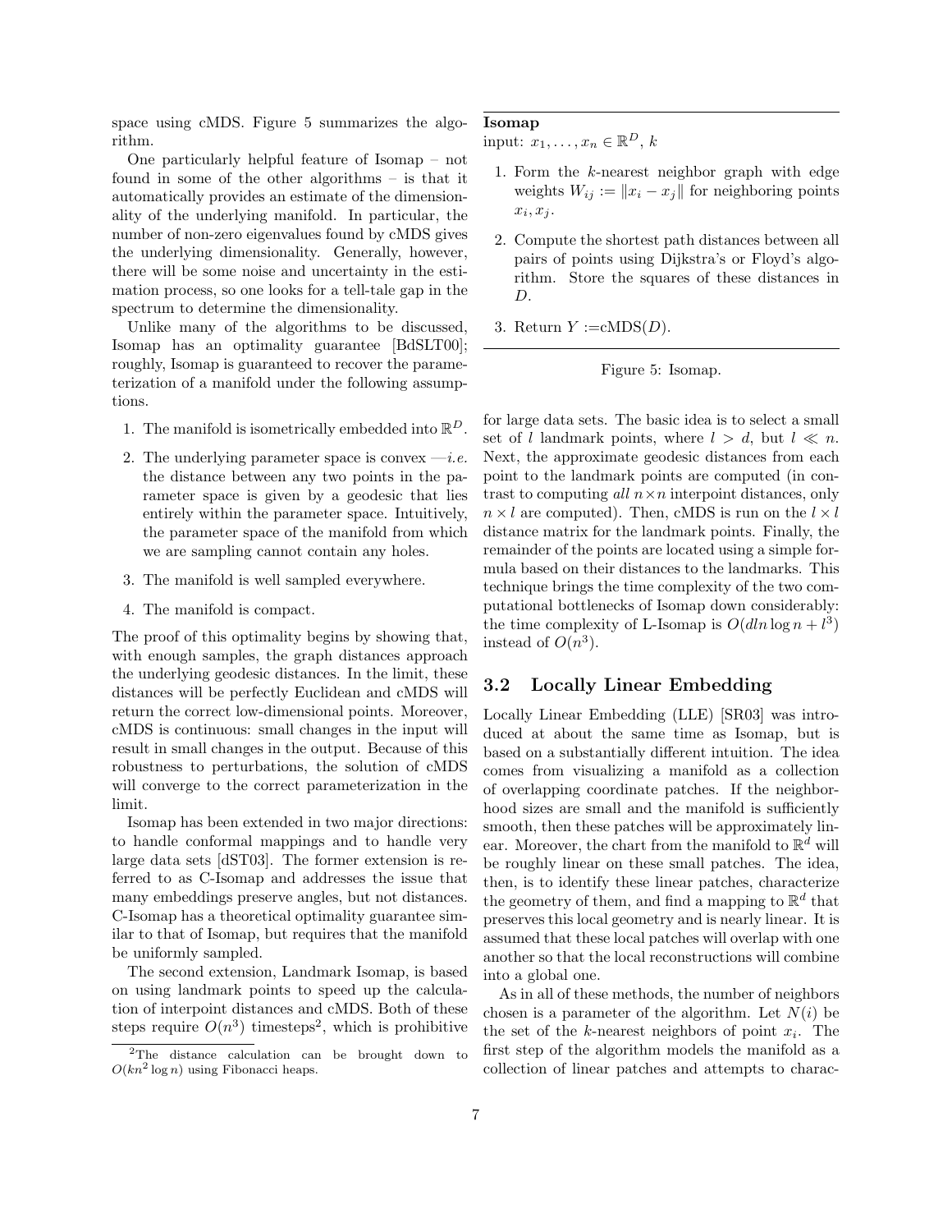space using cMDS. Figure 5 summarizes the algorithm.

One particularly helpful feature of Isomap – not found in some of the other algorithms – is that it automatically provides an estimate of the dimensionality of the underlying manifold. In particular, the number of non-zero eigenvalues found by cMDS gives the underlying dimensionality. Generally, however, there will be some noise and uncertainty in the estimation process, so one looks for a tell-tale gap in the spectrum to determine the dimensionality.

Unlike many of the algorithms to be discussed, Isomap has an optimality guarantee [BdSLT00]; roughly, Isomap is guaranteed to recover the parameterization of a manifold under the following assumptions.

1. The manifold is isometrically embedded into $\mathbb{R}^D$.
2. The underlying parameter space is convex —*i.e.* the distance between any two points in the parameter space is given by a geodesic that lies entirely within the parameter space. Intuitively, the parameter space of the manifold from which we are sampling cannot contain any holes.
3. The manifold is well sampled everywhere.
4. The manifold is compact.

The proof of this optimality begins by showing that, with enough samples, the graph distances approach the underlying geodesic distances. In the limit, these distances will be perfectly Euclidean and cMDS will return the correct low-dimensional points. Moreover, cMDS is continuous: small changes in the input will result in small changes in the output. Because of this robustness to perturbations, the solution of cMDS will converge to the correct parameterization in the limit.

Isomap has been extended in two major directions: to handle conformal mappings and to handle very large data sets [dST03]. The former extension is referred to as C-Isomap and addresses the issue that many embeddings preserve angles, but not distances. C-Isomap has a theoretical optimality guarantee similar to that of Isomap, but requires that the manifold be uniformly sampled.

The second extension, Landmark Isomap, is based on using landmark points to speed up the calculation of interpoint distances and cMDS. Both of these steps require $O(n^3)$ timesteps[2], which is prohibitive for large data sets. The basic idea is to select a small set of $l$ landmark points, where $l > d$, but $l \ll n$. Next, the approximate geodesic distances from each point to the landmark points are computed (in contrast to computing *all* $n \times n$ interpoint distances, only $n \times l$ are computed). Then, cMDS is run on the $l \times l$ distance matrix for the landmark points. Finally, the remainder of the points are located using a simple formula based on their distances to the landmarks. This technique brings the time complexity of the two computational bottlenecks of Isomap down considerably: the time complexity of L-Isomap is $O(dln \log n + l^3)$ instead of $O(n^3)$.

[2] The distance calculation can be brought down to $O(kn^2 \log n)$ using Fibonacci heaps.

---

**Isomap**

input: $x_1, \ldots, x_n \in \mathbb{R}^D$, $k$

1. Form the $k$-nearest neighbor graph with edge weights $W_{ij} := \|x_i - x_j\|$ for neighboring points $x_i, x_j$.
2. Compute the shortest path distances between all pairs of points using Dijkstra's or Floyd's algorithm. Store the squares of these distances in $D$.
3. Return $Y :=$cMDS$(D)$.

---

Figure 5: Isomap.

### 3.2 Locally Linear Embedding

Locally Linear Embedding (LLE) [SR03] was introduced at about the same time as Isomap, but is based on a substantially different intuition. The idea comes from visualizing a manifold as a collection of overlapping coordinate patches. If the neighborhood sizes are small and the manifold is sufficiently smooth, then these patches will be approximately linear. Moreover, the chart from the manifold to $\mathbb{R}^d$ will be roughly linear on these small patches. The idea, then, is to identify these linear patches, characterize the geometry of them, and find a mapping to $\mathbb{R}^d$ that preserves this local geometry and is nearly linear. It is assumed that these local patches will overlap with one another so that the local reconstructions will combine into a global one.

As in all of these methods, the number of neighbors chosen is a parameter of the algorithm. Let $N(i)$ be the set of the $k$-nearest neighbors of point $x_i$. The first step of the algorithm models the manifold as a collection of linear patches and attempts to charac-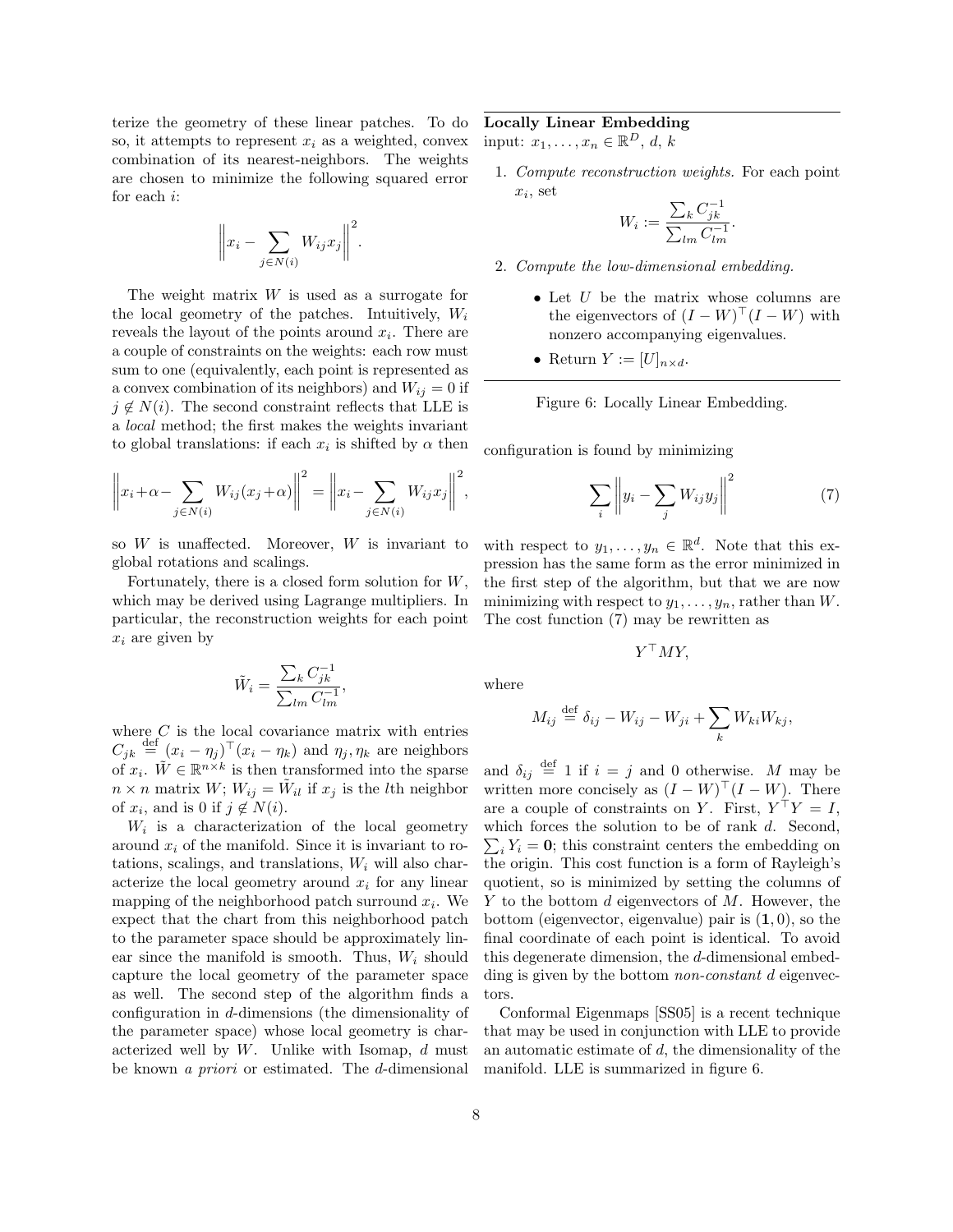terize the geometry of these linear patches. To do so, it attempts to represent $x_i$ as a weighted, convex combination of its nearest-neighbors. The weights are chosen to minimize the following squared error for each $i$:

$$\left\| x_i - \sum_{j \in N(i)} W_{ij} x_j \right\|^2.$$

The weight matrix $W$ is used as a surrogate for the local geometry of the patches. Intuitively, $W_i$ reveals the layout of the points around $x_i$. There are a couple of constraints on the weights: each row must sum to one (equivalently, each point is represented as a convex combination of its neighbors) and $W_{ij} = 0$ if $j \notin N(i)$. The second constraint reflects that LLE is a *local* method; the first makes the weights invariant to global translations: if each $x_i$ is shifted by $\alpha$ then

$$\left\| x_i + \alpha - \sum_{j \in N(i)} W_{ij}(x_j + \alpha) \right\|^2 = \left\| x_i - \sum_{j \in N(i)} W_{ij} x_j \right\|^2,$$

so $W$ is unaffected. Moreover, $W$ is invariant to global rotations and scalings.

Fortunately, there is a closed form solution for $W$, which may be derived using Lagrange multipliers. In particular, the reconstruction weights for each point $x_i$ are given by

$$\tilde{W}_i = \frac{\sum_k C_{jk}^{-1}}{\sum_{lm} C_{lm}^{-1}},$$

where $C$ is the local covariance matrix with entries $C_{jk} \stackrel{\text{def}}{=} (x_i - \eta_j)^\top (x_i - \eta_k)$ and $\eta_j, \eta_k$ are neighbors of $x_i$. $\tilde{W} \in \mathbb{R}^{n \times k}$ is then transformed into the sparse $n \times n$ matrix $W$; $W_{ij} = \tilde{W}_{il}$ if $x_j$ is the $l$th neighbor of $x_i$, and is 0 if $j \notin N(i)$.

$W_i$ is a characterization of the local geometry around $x_i$ of the manifold. Since it is invariant to rotations, scalings, and translations, $W_i$ will also characterize the local geometry around $x_i$ for any linear mapping of the neighborhood patch surround $x_i$. We expect that the chart from this neighborhood patch to the parameter space should be approximately linear since the manifold is smooth. Thus, $W_i$ should capture the local geometry of the parameter space as well. The second step of the algorithm finds a configuration in $d$-dimensions (the dimensionality of the parameter space) whose local geometry is characterized well by $W$. Unlike with Isomap, $d$ must be known *a priori* or estimated. The $d$-dimensional configuration is found by minimizing

$$\sum_i \left\| y_i - \sum_j W_{ij} y_j \right\|^2 \qquad (7)$$

with respect to $y_1, \ldots, y_n \in \mathbb{R}^d$. Note that this expression has the same form as the error minimized in the first step of the algorithm, but that we are now minimizing with respect to $y_1, \ldots, y_n$, rather than $W$. The cost function (7) may be rewritten as

$$Y^\top M Y,$$

where

$$M_{ij} \stackrel{\text{def}}{=} \delta_{ij} - W_{ij} - W_{ji} + \sum_k W_{ki} W_{kj},$$

and $\delta_{ij} \stackrel{\text{def}}{=} 1$ if $i = j$ and 0 otherwise. $M$ may be written more concisely as $(I - W)^\top (I - W)$. There are a couple of constraints on $Y$. First, $Y^\top Y = I$, which forces the solution to be of rank $d$. Second, $\sum_i Y_i = \mathbf{0}$; this constraint centers the embedding on the origin. This cost function is a form of Rayleigh's quotient, so is minimized by setting the columns of $Y$ to the bottom $d$ eigenvectors of $M$. However, the bottom (eigenvector, eigenvalue) pair is $(\mathbf{1}, 0)$, so the final coordinate of each point is identical. To avoid this degenerate dimension, the $d$-dimensional embedding is given by the bottom *non-constant* $d$ eigenvectors.

Conformal Eigenmaps [SS05] is a recent technique that may be used in conjunction with LLE to provide an automatic estimate of $d$, the dimensionality of the manifold. LLE is summarized in figure 6.

---

**Locally Linear Embedding**

input: $x_1, \ldots, x_n \in \mathbb{R}^D$, $d$, $k$

1. *Compute reconstruction weights.* For each point $x_i$, set
$$W_i := \frac{\sum_k C_{jk}^{-1}}{\sum_{lm} C_{lm}^{-1}}.$$

2. *Compute the low-dimensional embedding.*
   - Let $U$ be the matrix whose columns are the eigenvectors of $(I - W)^\top (I - W)$ with nonzero accompanying eigenvalues.
   - Return $Y := [U]_{n \times d}$.

---

Figure 6: Locally Linear Embedding.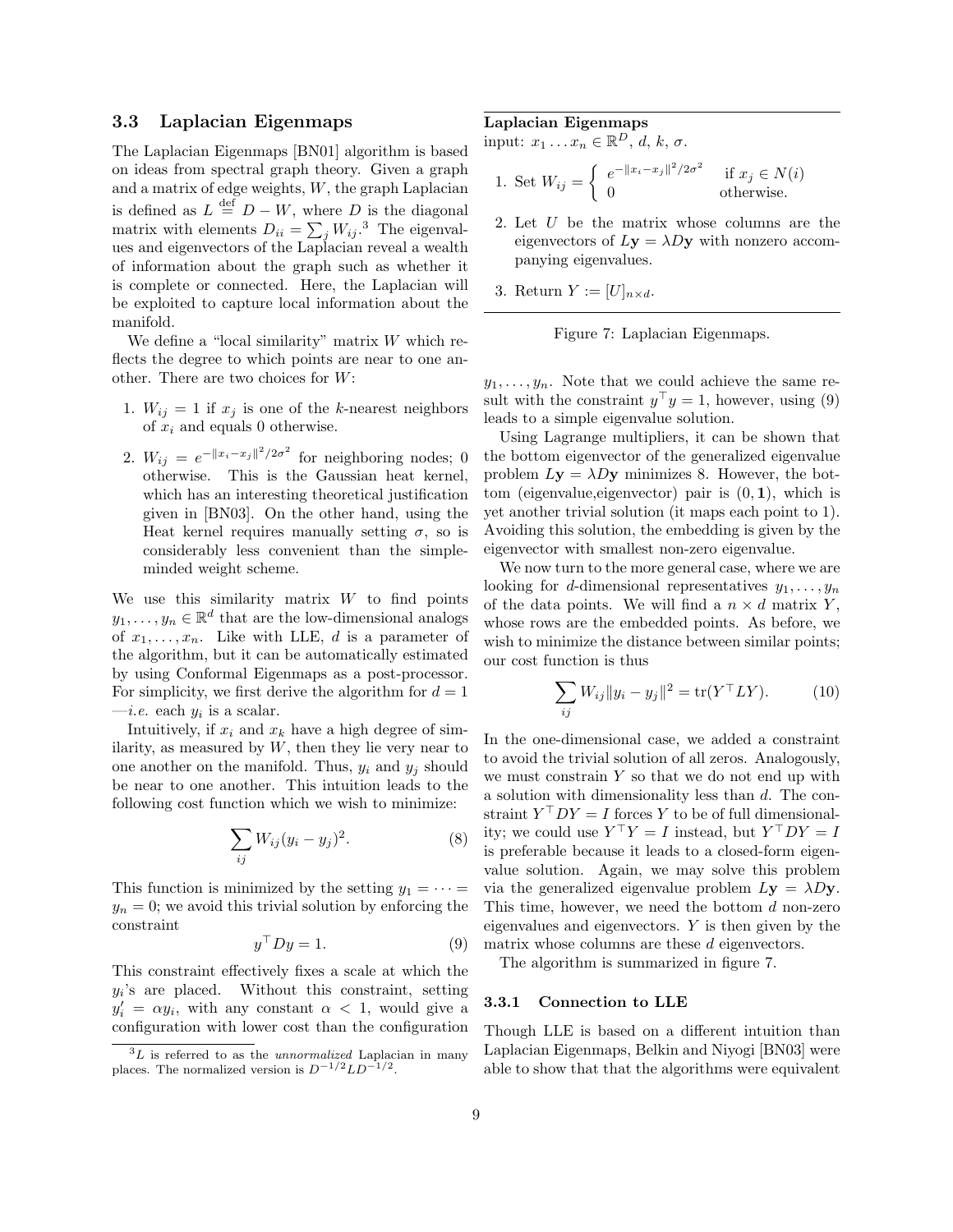### 3.3 Laplacian Eigenmaps

The Laplacian Eigenmaps [BN01] algorithm is based on ideas from spectral graph theory. Given a graph and a matrix of edge weights, $W$, the graph Laplacian is defined as $L \stackrel{\text{def}}{=} D - W$, where $D$ is the diagonal matrix with elements $D_{ii} = \sum_j W_{ij}$.[3] The eigenvalues and eigenvectors of the Laplacian reveal a wealth of information about the graph such as whether it is complete or connected. Here, the Laplacian will be exploited to capture local information about the manifold.

We define a "local similarity" matrix $W$ which reflects the degree to which points are near to one another. There are two choices for $W$:

1. $W_{ij} = 1$ if $x_j$ is one of the $k$-nearest neighbors of $x_i$ and equals 0 otherwise.
2. $W_{ij} = e^{-\|x_i - x_j\|^2/2\sigma^2}$ for neighboring nodes; 0 otherwise. This is the Gaussian heat kernel, which has an interesting theoretical justification given in [BN03]. On the other hand, using the Heat kernel requires manually setting $\sigma$, so is considerably less convenient than the simple-minded weight scheme.

We use this similarity matrix $W$ to find points $y_1, \ldots, y_n \in \mathbb{R}^d$ that are the low-dimensional analogs of $x_1, \ldots, x_n$. Like with LLE, $d$ is a parameter of the algorithm, but it can be automatically estimated by using Conformal Eigenmaps as a post-processor. For simplicity, we first derive the algorithm for $d = 1$ —*i.e.* each $y_i$ is a scalar.

Intuitively, if $x_i$ and $x_k$ have a high degree of similarity, as measured by $W$, then they lie very near to one another on the manifold. Thus, $y_i$ and $y_j$ should be near to one another. This intuition leads to the following cost function which we wish to minimize:

$$\sum_{ij} W_{ij}(y_i - y_j)^2. \tag{8}$$

This function is minimized by the setting $y_1 = \cdots = y_n = 0$; we avoid this trivial solution by enforcing the constraint

$$y^\top D y = 1. \tag{9}$$

This constraint effectively fixes a scale at which the $y_i$'s are placed. Without this constraint, setting $y_i' = \alpha y_i$, with any constant $\alpha < 1$, would give a configuration with lower cost than the configuration $y_1, \ldots, y_n$. Note that we could achieve the same result with the constraint $y^\top y = 1$, however, using (9) leads to a simple eigenvalue solution.

Using Lagrange multipliers, it can be shown that the bottom eigenvector of the generalized eigenvalue problem $L\mathbf{y} = \lambda D\mathbf{y}$ minimizes 8. However, the bottom (eigenvalue,eigenvector) pair is $(0, \mathbf{1})$, which is yet another trivial solution (it maps each point to 1). Avoiding this solution, the embedding is given by the eigenvector with smallest non-zero eigenvalue.

We now turn to the more general case, where we are looking for $d$-dimensional representatives $y_1, \ldots, y_n$ of the data points. We will find a $n \times d$ matrix $Y$, whose rows are the embedded points. As before, we wish to minimize the distance between similar points; our cost function is thus

$$\sum_{ij} W_{ij}\|y_i - y_j\|^2 = \operatorname{tr}(Y^\top L Y). \tag{10}$$

In the one-dimensional case, we added a constraint to avoid the trivial solution of all zeros. Analogously, we must constrain $Y$ so that we do not end up with a solution with dimensionality less than $d$. The constraint $Y^\top D Y = I$ forces $Y$ to be of full dimensionality; we could use $Y^\top Y = I$ instead, but $Y^\top D Y = I$ is preferable because it leads to a closed-form eigenvalue solution. Again, we may solve this problem via the generalized eigenvalue problem $L\mathbf{y} = \lambda D\mathbf{y}$. This time, however, we need the bottom $d$ non-zero eigenvalues and eigenvectors. $Y$ is then given by the matrix whose columns are these $d$ eigenvectors.

The algorithm is summarized in figure 7.

---

**Laplacian Eigenmaps**

input: $x_1 \ldots x_n \in \mathbb{R}^D$, $d$, $k$, $\sigma$.

1. Set $W_{ij} = \begin{cases} e^{-\|x_i - x_j\|^2/2\sigma^2} & \text{if } x_j \in N(i) \\ 0 & \text{otherwise.} \end{cases}$
2. Let $U$ be the matrix whose columns are the eigenvectors of $L\mathbf{y} = \lambda D\mathbf{y}$ with nonzero accompanying eigenvalues.
3. Return $Y := [U]_{n \times d}$.

---

Figure 7: Laplacian Eigenmaps.

#### 3.3.1 Connection to LLE

Though LLE is based on a different intuition than Laplacian Eigenmaps, Belkin and Niyogi [BN03] were able to show that that the algorithms were equivalent

[3] $L$ is referred to as the *unnormalized* Laplacian in many places. The normalized version is $D^{-1/2}LD^{-1/2}$.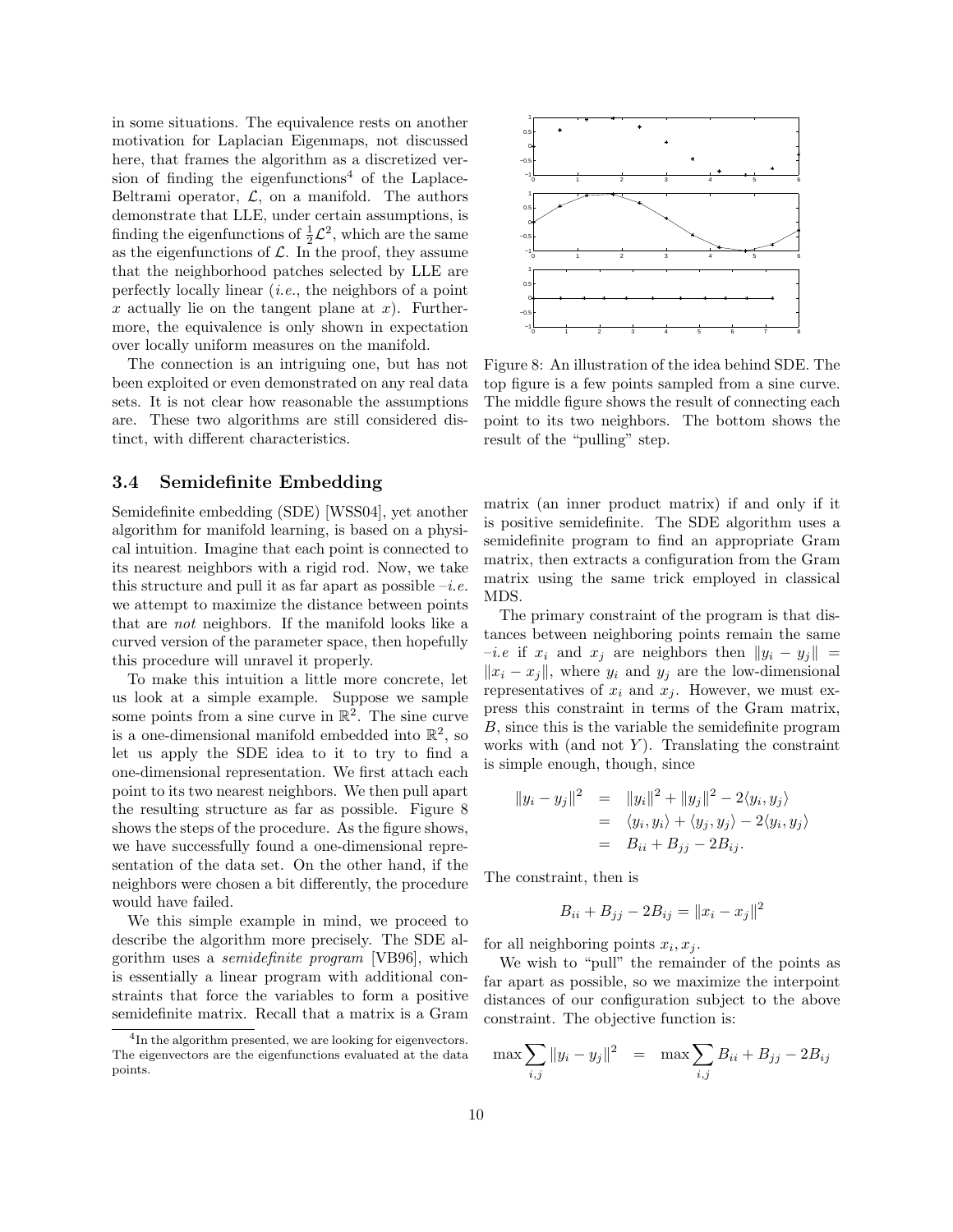in some situations. The equivalence rests on another motivation for Laplacian Eigenmaps, not discussed here, that frames the algorithm as a discretized version of finding the eigenfunctions[4] of the Laplace-Beltrami operator, $\mathcal{L}$, on a manifold. The authors demonstrate that LLE, under certain assumptions, is finding the eigenfunctions of $\frac{1}{2}\mathcal{L}^2$, which are the same as the eigenfunctions of $\mathcal{L}$. In the proof, they assume that the neighborhood patches selected by LLE are perfectly locally linear (*i.e.*, the neighbors of a point $x$ actually lie on the tangent plane at $x$). Furthermore, the equivalence is only shown in expectation over locally uniform measures on the manifold.

The connection is an intriguing one, but has not been exploited or even demonstrated on any real data sets. It is not clear how reasonable the assumptions are. These two algorithms are still considered distinct, with different characteristics.

### 3.4 Semidefinite Embedding

Semidefinite embedding (SDE) [WSS04], yet another algorithm for manifold learning, is based on a physical intuition. Imagine that each point is connected to its nearest neighbors with a rigid rod. Now, we take this structure and pull it as far apart as possible –*i.e.* we attempt to maximize the distance between points that are *not* neighbors. If the manifold looks like a curved version of the parameter space, then hopefully this procedure will unravel it properly.

To make this intuition a little more concrete, let us look at a simple example. Suppose we sample some points from a sine curve in $\mathbb{R}^2$. The sine curve is a one-dimensional manifold embedded into $\mathbb{R}^2$, so let us apply the SDE idea to it to try to find a one-dimensional representation. We first attach each point to its two nearest neighbors. We then pull apart the resulting structure as far as possible. Figure 8 shows the steps of the procedure. As the figure shows, we have successfully found a one-dimensional representation of the data set. On the other hand, if the neighbors were chosen a bit differently, the procedure would have failed.

Figure 8: An illustration of the idea behind SDE. The top figure is a few points sampled from a sine curve. The middle figure shows the result of connecting each point to its two neighbors. The bottom shows the result of the "pulling" step.

We this simple example in mind, we proceed to describe the algorithm more precisely. The SDE algorithm uses a *semidefinite program* [VB96], which is essentially a linear program with additional constraints that force the variables to form a positive semidefinite matrix. Recall that a matrix is a Gram matrix (an inner product matrix) if and only if it is positive semidefinite. The SDE algorithm uses a semidefinite program to find an appropriate Gram matrix, then extracts a configuration from the Gram matrix using the same trick employed in classical MDS.

The primary constraint of the program is that distances between neighboring points remain the same –*i.e* if $x_i$ and $x_j$ are neighbors then $\|y_i - y_j\| = \|x_i - x_j\|$, where $y_i$ and $y_j$ are the low-dimensional representatives of $x_i$ and $x_j$. However, we must express this constraint in terms of the Gram matrix, $B$, since this is the variable the semidefinite program works with (and not $Y$). Translating the constraint is simple enough, though, since

$$
\begin{aligned}
\|y_i - y_j\|^2 &= \|y_i\|^2 + \|y_j\|^2 - 2\langle y_i, y_j\rangle \\
&= \langle y_i, y_i\rangle + \langle y_j, y_j\rangle - 2\langle y_i, y_j\rangle \\
&= B_{ii} + B_{jj} - 2B_{ij}.
\end{aligned}
$$

The constraint, then is

$$
B_{ii} + B_{jj} - 2B_{ij} = \|x_i - x_j\|^2
$$

for all neighboring points $x_i, x_j$.

We wish to "pull" the remainder of the points as far apart as possible, so we maximize the interpoint distances of our configuration subject to the above constraint. The objective function is:

$$
\max \sum_{i,j} \|y_i - y_j\|^2 \quad = \quad \max \sum_{i,j} B_{ii} + B_{jj} - 2B_{ij}
$$

[4] In the algorithm presented, we are looking for eigenvectors. The eigenvectors are the eigenfunctions evaluated at the data points.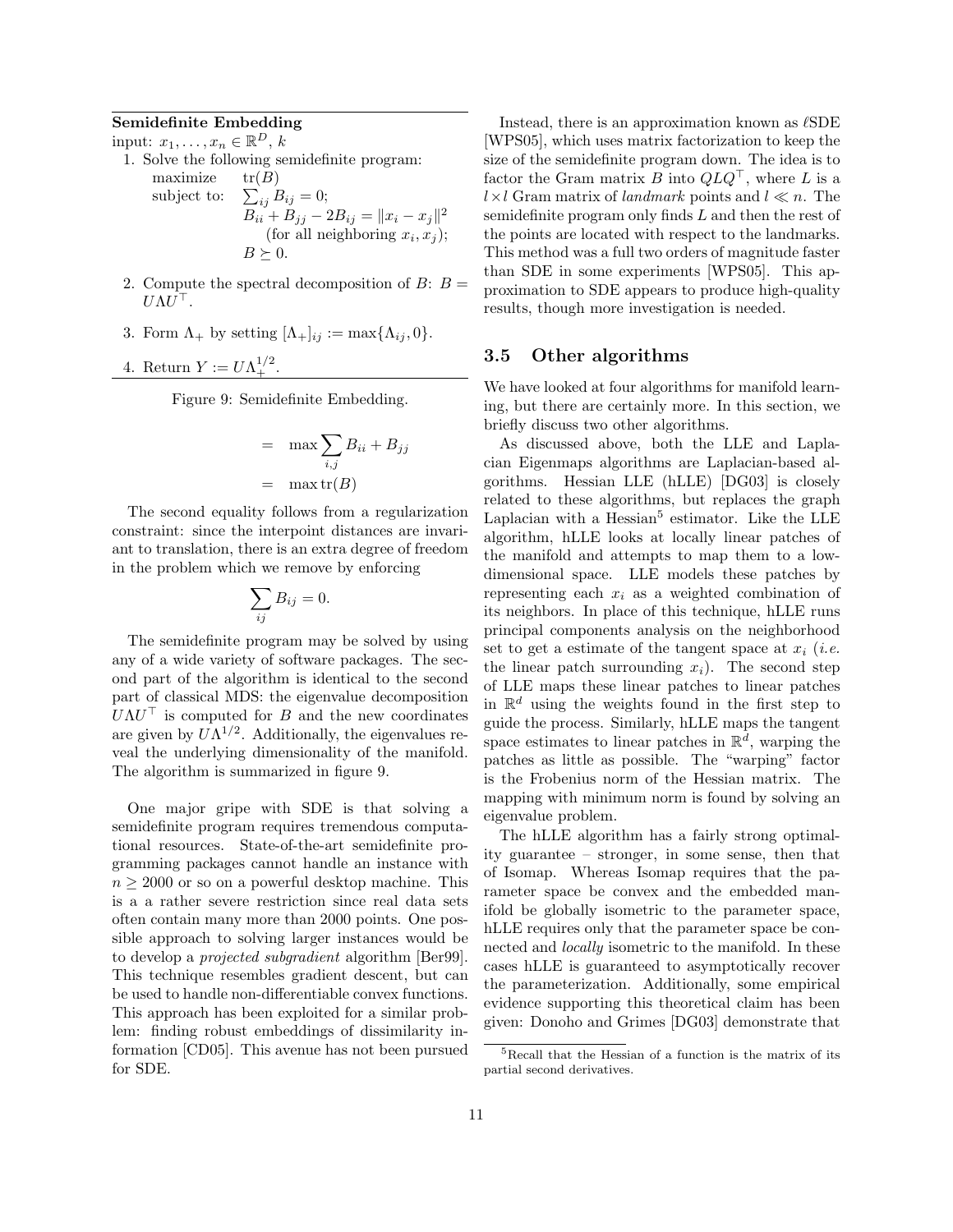**Semidefinite Embedding**

input: $x_1, \ldots, x_n \in \mathbb{R}^D$, $k$

1. Solve the following semidefinite program:

$$\begin{aligned} \text{maximize} \quad & \operatorname{tr}(B) \\ \text{subject to:} \quad & \textstyle\sum_{ij} B_{ij} = 0; \\ & B_{ii} + B_{jj} - 2B_{ij} = \|x_i - x_j\|^2 \\ & \quad \text{(for all neighboring } x_i, x_j\text{);} \\ & B \succeq 0. \end{aligned}$$

2. Compute the spectral decomposition of $B$: $B = U\Lambda U^\top$.
3. Form $\Lambda_+$ by setting $[\Lambda_+]_{ij} := \max\{\Lambda_{ij}, 0\}$.
4. Return $Y := U\Lambda_+^{1/2}$.

Figure 9: Semidefinite Embedding.

$$\begin{aligned} &= \max \sum_{i,j} B_{ii} + B_{jj} \\ &= \max \operatorname{tr}(B) \end{aligned}$$

The second equality follows from a regularization constraint: since the interpoint distances are invariant to translation, there is an extra degree of freedom in the problem which we remove by enforcing

$$\sum_{ij} B_{ij} = 0.$$

The semidefinite program may be solved by using any of a wide variety of software packages. The second part of the algorithm is identical to the second part of classical MDS: the eigenvalue decomposition $U\Lambda U^\top$ is computed for $B$ and the new coordinates are given by $U\Lambda^{1/2}$. Additionally, the eigenvalues reveal the underlying dimensionality of the manifold. The algorithm is summarized in figure 9.

One major gripe with SDE is that solving a semidefinite program requires tremendous computational resources. State-of-the-art semidefinite programming packages cannot handle an instance with $n \geq 2000$ or so on a powerful desktop machine. This is a a rather severe restriction since real data sets often contain many more than 2000 points. One possible approach to solving larger instances would be to develop a *projected subgradient* algorithm [Ber99]. This technique resembles gradient descent, but can be used to handle non-differentiable convex functions. This approach has been exploited for a similar problem: finding robust embeddings of dissimilarity information [CD05]. This avenue has not been pursued for SDE.

Instead, there is an approximation known as $\ell$SDE [WPS05], which uses matrix factorization to keep the size of the semidefinite program down. The idea is to factor the Gram matrix $B$ into $QLQ^\top$, where $L$ is a $l \times l$ Gram matrix of *landmark* points and $l \ll n$. The semidefinite program only finds $L$ and then the rest of the points are located with respect to the landmarks. This method was a full two orders of magnitude faster than SDE in some experiments [WPS05]. This approximation to SDE appears to produce high-quality results, though more investigation is needed.

### 3.5 Other algorithms

We have looked at four algorithms for manifold learning, but there are certainly more. In this section, we briefly discuss two other algorithms.

As discussed above, both the LLE and Laplacian Eigenmaps algorithms are Laplacian-based algorithms. Hessian LLE (hLLE) [DG03] is closely related to these algorithms, but replaces the graph Laplacian with a Hessian[5] estimator. Like the LLE algorithm, hLLE looks at locally linear patches of the manifold and attempts to map them to a low-dimensional space. LLE models these patches by representing each $x_i$ as a weighted combination of its neighbors. In place of this technique, hLLE runs principal components analysis on the neighborhood set to get a estimate of the tangent space at $x_i$ (*i.e.* the linear patch surrounding $x_i$). The second step of LLE maps these linear patches to linear patches in $\mathbb{R}^d$ using the weights found in the first step to guide the process. Similarly, hLLE maps the tangent space estimates to linear patches in $\mathbb{R}^d$, warping the patches as little as possible. The "warping" factor is the Frobenius norm of the Hessian matrix. The mapping with minimum norm is found by solving an eigenvalue problem.

The hLLE algorithm has a fairly strong optimality guarantee – stronger, in some sense, then that of Isomap. Whereas Isomap requires that the parameter space be convex and the embedded manifold be globally isometric to the parameter space, hLLE requires only that the parameter space be connected and *locally* isometric to the manifold. In these cases hLLE is guaranteed to asymptotically recover the parameterization. Additionally, some empirical evidence supporting this theoretical claim has been given: Donoho and Grimes [DG03] demonstrate that

[5] Recall that the Hessian of a function is the matrix of its partial second derivatives.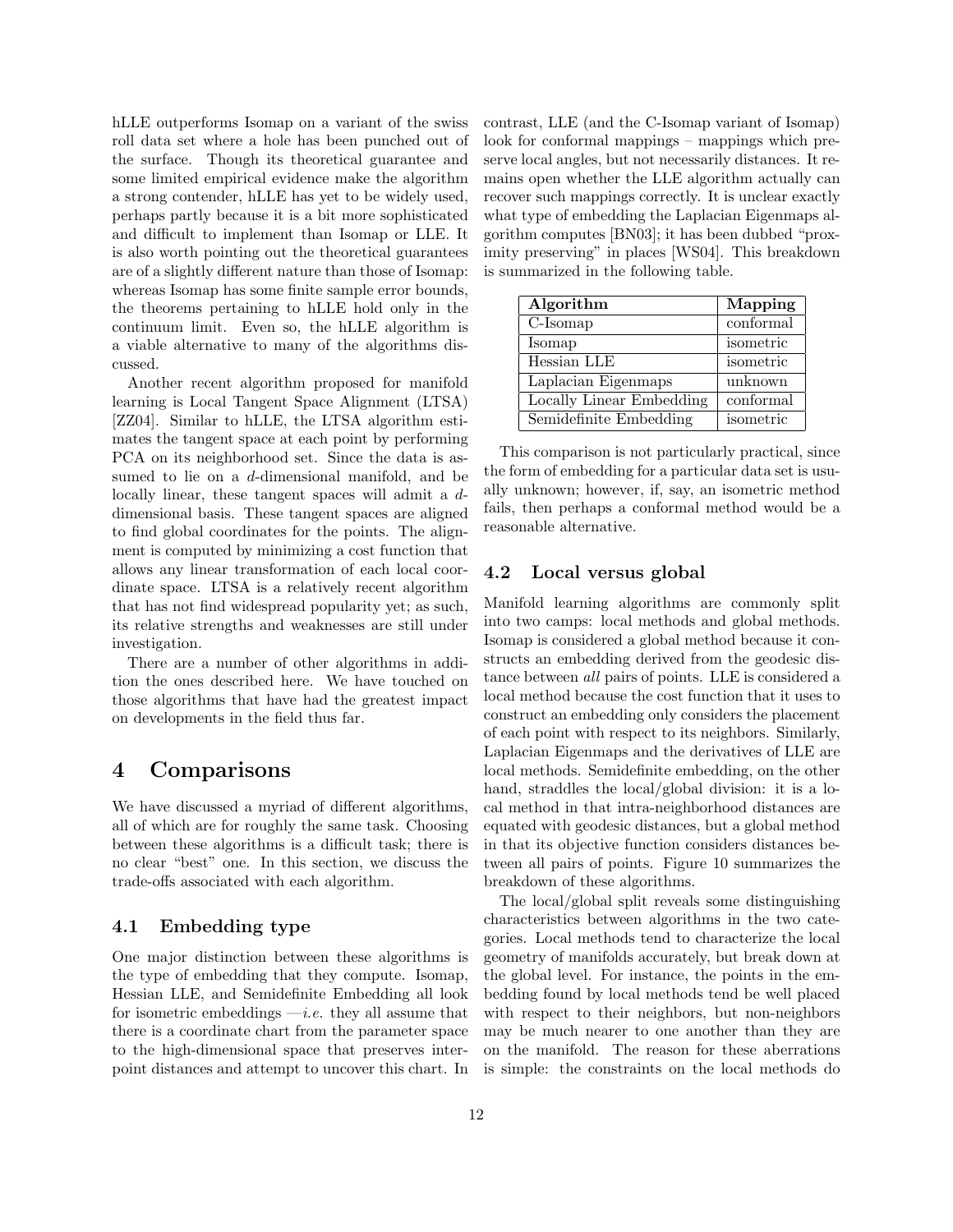hLLE outperforms Isomap on a variant of the swiss roll data set where a hole has been punched out of the surface. Though its theoretical guarantee and some limited empirical evidence make the algorithm a strong contender, hLLE has yet to be widely used, perhaps partly because it is a bit more sophisticated and difficult to implement than Isomap or LLE. It is also worth pointing out the theoretical guarantees are of a slightly different nature than those of Isomap: whereas Isomap has some finite sample error bounds, the theorems pertaining to hLLE hold only in the continuum limit. Even so, the hLLE algorithm is a viable alternative to many of the algorithms discussed.

Another recent algorithm proposed for manifold learning is Local Tangent Space Alignment (LTSA) [ZZ04]. Similar to hLLE, the LTSA algorithm estimates the tangent space at each point by performing PCA on its neighborhood set. Since the data is assumed to lie on a $d$-dimensional manifold, and be locally linear, these tangent spaces will admit a $d$-dimensional basis. These tangent spaces are aligned to find global coordinates for the points. The alignment is computed by minimizing a cost function that allows any linear transformation of each local coordinate space. LTSA is a relatively recent algorithm that has not find widespread popularity yet; as such, its relative strengths and weaknesses are still under investigation.

There are a number of other algorithms in addition the ones described here. We have touched on those algorithms that have had the greatest impact on developments in the field thus far.

# 4 Comparisons

We have discussed a myriad of different algorithms, all of which are for roughly the same task. Choosing between these algorithms is a difficult task; there is no clear "best" one. In this section, we discuss the trade-offs associated with each algorithm.

## 4.1 Embedding type

One major distinction between these algorithms is the type of embedding that they compute. Isomap, Hessian LLE, and Semidefinite Embedding all look for isometric embeddings —*i.e.* they all assume that there is a coordinate chart from the parameter space to the high-dimensional space that preserves interpoint distances and attempt to uncover this chart. In contrast, LLE (and the C-Isomap variant of Isomap) look for conformal mappings – mappings which preserve local angles, but not necessarily distances. It remains open whether the LLE algorithm actually can recover such mappings correctly. It is unclear exactly what type of embedding the Laplacian Eigenmaps algorithm computes [BN03]; it has been dubbed "proximity preserving" in places [WS04]. This breakdown is summarized in the following table.

| **Algorithm** | **Mapping** |
|---|---|
| C-Isomap | conformal |
| Isomap | isometric |
| Hessian LLE | isometric |
| Laplacian Eigenmaps | unknown |
| Locally Linear Embedding | conformal |
| Semidefinite Embedding | isometric |

This comparison is not particularly practical, since the form of embedding for a particular data set is usually unknown; however, if, say, an isometric method fails, then perhaps a conformal method would be a reasonable alternative.

## 4.2 Local versus global

Manifold learning algorithms are commonly split into two camps: local methods and global methods. Isomap is considered a global method because it constructs an embedding derived from the geodesic distance between *all* pairs of points. LLE is considered a local method because the cost function that it uses to construct an embedding only considers the placement of each point with respect to its neighbors. Similarly, Laplacian Eigenmaps and the derivatives of LLE are local methods. Semidefinite embedding, on the other hand, straddles the local/global division: it is a local method in that intra-neighborhood distances are equated with geodesic distances, but a global method in that its objective function considers distances between all pairs of points. Figure 10 summarizes the breakdown of these algorithms.

The local/global split reveals some distinguishing characteristics between algorithms in the two categories. Local methods tend to characterize the local geometry of manifolds accurately, but break down at the global level. For instance, the points in the embedding found by local methods tend be well placed with respect to their neighbors, but non-neighbors may be much nearer to one another than they are on the manifold. The reason for these aberrations is simple: the constraints on the local methods do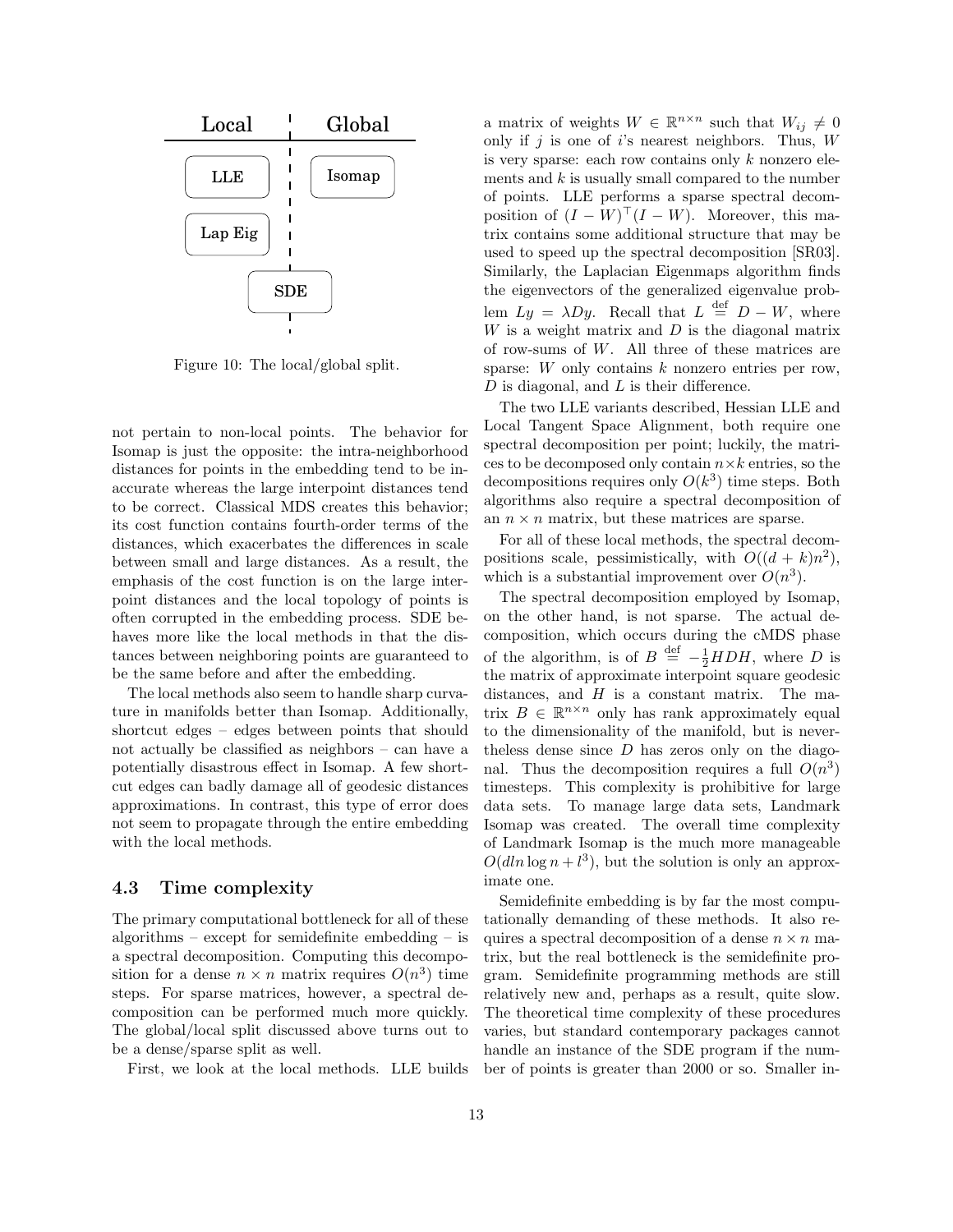Figure 10: The local/global split.

not pertain to non-local points. The behavior for Isomap is just the opposite: the intra-neighborhood distances for points in the embedding tend to be inaccurate whereas the large interpoint distances tend to be correct. Classical MDS creates this behavior; its cost function contains fourth-order terms of the distances, which exacerbates the differences in scale between small and large distances. As a result, the emphasis of the cost function is on the large interpoint distances and the local topology of points is often corrupted in the embedding process. SDE behaves more like the local methods in that the distances between neighboring points are guaranteed to be the same before and after the embedding.

The local methods also seem to handle sharp curvature in manifolds better than Isomap. Additionally, shortcut edges – edges between points that should not actually be classified as neighbors – can have a potentially disastrous effect in Isomap. A few shortcut edges can badly damage all of geodesic distances approximations. In contrast, this type of error does not seem to propagate through the entire embedding with the local methods.

### 4.3 Time complexity

The primary computational bottleneck for all of these algorithms – except for semidefinite embedding – is a spectral decomposition. Computing this decomposition for a dense $n \times n$ matrix requires $O(n^3)$ time steps. For sparse matrices, however, a spectral decomposition can be performed much more quickly. The global/local split discussed above turns out to be a dense/sparse split as well.

First, we look at the local methods. LLE builds a matrix of weights $W \in \mathbb{R}^{n \times n}$ such that $W_{ij} \neq 0$ only if $j$ is one of $i$'s nearest neighbors. Thus, $W$ is very sparse: each row contains only $k$ nonzero elements and $k$ is usually small compared to the number of points. LLE performs a sparse spectral decomposition of $(I - W)^\top (I - W)$. Moreover, this matrix contains some additional structure that may be used to speed up the spectral decomposition [SR03]. Similarly, the Laplacian Eigenmaps algorithm finds the eigenvectors of the generalized eigenvalue problem $Ly = \lambda Dy$. Recall that $L \stackrel{\text{def}}{=} D - W$, where $W$ is a weight matrix and $D$ is the diagonal matrix of row-sums of $W$. All three of these matrices are sparse: $W$ only contains $k$ nonzero entries per row, $D$ is diagonal, and $L$ is their difference.

The two LLE variants described, Hessian LLE and Local Tangent Space Alignment, both require one spectral decomposition per point; luckily, the matrices to be decomposed only contain $n \times k$ entries, so the decompositions requires only $O(k^3)$ time steps. Both algorithms also require a spectral decomposition of an $n \times n$ matrix, but these matrices are sparse.

For all of these local methods, the spectral decompositions scale, pessimistically, with $O((d+k)n^2)$, which is a substantial improvement over $O(n^3)$.

The spectral decomposition employed by Isomap, on the other hand, is not sparse. The actual decomposition, which occurs during the cMDS phase of the algorithm, is of $B \stackrel{\text{def}}{=} -\frac{1}{2}HDH$, where $D$ is the matrix of approximate interpoint square geodesic distances, and $H$ is a constant matrix. The matrix $B \in \mathbb{R}^{n \times n}$ only has rank approximately equal to the dimensionality of the manifold, but is nevertheless dense since $D$ has zeros only on the diagonal. Thus the decomposition requires a full $O(n^3)$ timesteps. This complexity is prohibitive for large data sets. To manage large data sets, Landmark Isomap was created. The overall time complexity of Landmark Isomap is the much more manageable $O(dln \log n + l^3)$, but the solution is only an approximate one.

Semidefinite embedding is by far the most computationally demanding of these methods. It also requires a spectral decomposition of a dense $n \times n$ matrix, but the real bottleneck is the semidefinite program. Semidefinite programming methods are still relatively new and, perhaps as a result, quite slow. The theoretical time complexity of these procedures varies, but standard contemporary packages cannot handle an instance of the SDE program if the number of points is greater than 2000 or so. Smaller in-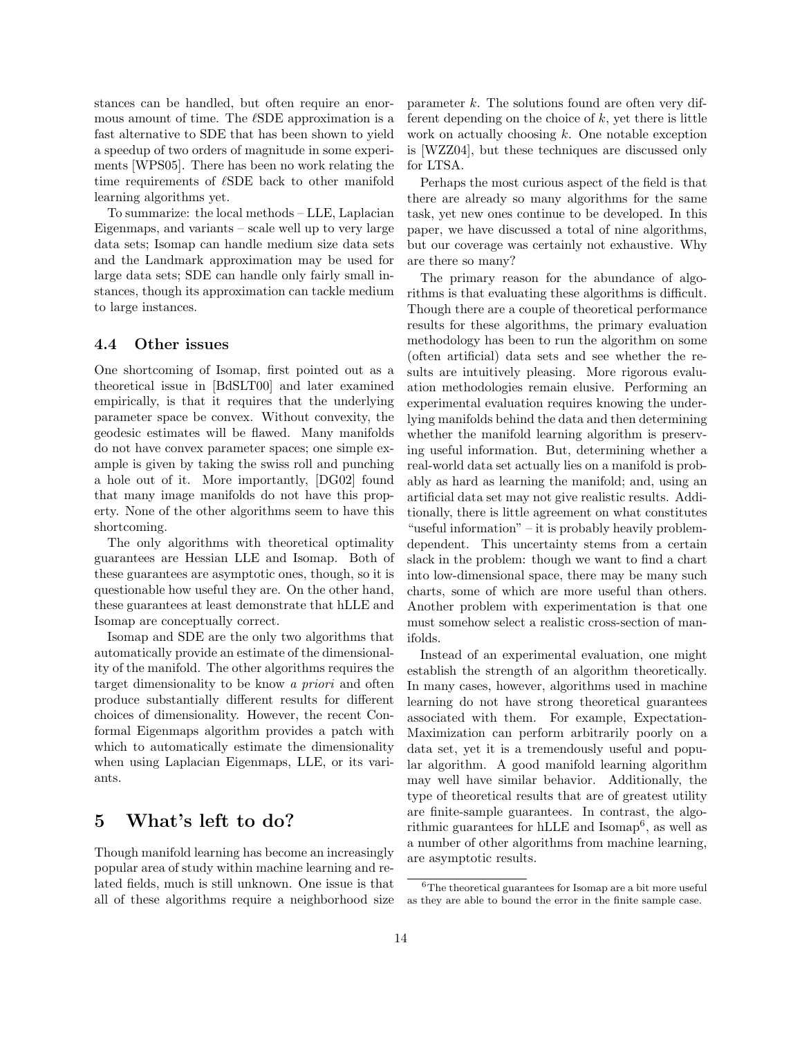stances can be handled, but often require an enormous amount of time. The $\ell$SDE approximation is a fast alternative to SDE that has been shown to yield a speedup of two orders of magnitude in some experiments [WPS05]. There has been no work relating the time requirements of $\ell$SDE back to other manifold learning algorithms yet.

To summarize: the local methods – LLE, Laplacian Eigenmaps, and variants – scale well up to very large data sets; Isomap can handle medium size data sets and the Landmark approximation may be used for large data sets; SDE can handle only fairly small instances, though its approximation can tackle medium to large instances.

### 4.4 Other issues

One shortcoming of Isomap, first pointed out as a theoretical issue in [BdSLT00] and later examined empirically, is that it requires that the underlying parameter space be convex. Without convexity, the geodesic estimates will be flawed. Many manifolds do not have convex parameter spaces; one simple example is given by taking the swiss roll and punching a hole out of it. More importantly, [DG02] found that many image manifolds do not have this property. None of the other algorithms seem to have this shortcoming.

The only algorithms with theoretical optimality guarantees are Hessian LLE and Isomap. Both of these guarantees are asymptotic ones, though, so it is questionable how useful they are. On the other hand, these guarantees at least demonstrate that hLLE and Isomap are conceptually correct.

Isomap and SDE are the only two algorithms that automatically provide an estimate of the dimensionality of the manifold. The other algorithms requires the target dimensionality to be know *a priori* and often produce substantially different results for different choices of dimensionality. However, the recent Conformal Eigenmaps algorithm provides a patch with which to automatically estimate the dimensionality when using Laplacian Eigenmaps, LLE, or its variants.

## 5 What's left to do?

Though manifold learning has become an increasingly popular area of study within machine learning and related fields, much is still unknown. One issue is that all of these algorithms require a neighborhood size parameter $k$. The solutions found are often very different depending on the choice of $k$, yet there is little work on actually choosing $k$. One notable exception is [WZZ04], but these techniques are discussed only for LTSA.

Perhaps the most curious aspect of the field is that there are already so many algorithms for the same task, yet new ones continue to be developed. In this paper, we have discussed a total of nine algorithms, but our coverage was certainly not exhaustive. Why are there so many?

The primary reason for the abundance of algorithms is that evaluating these algorithms is difficult. Though there are a couple of theoretical performance results for these algorithms, the primary evaluation methodology has been to run the algorithm on some (often artificial) data sets and see whether the results are intuitively pleasing. More rigorous evaluation methodologies remain elusive. Performing an experimental evaluation requires knowing the underlying manifolds behind the data and then determining whether the manifold learning algorithm is preserving useful information. But, determining whether a real-world data set actually lies on a manifold is probably as hard as learning the manifold; and, using an artificial data set may not give realistic results. Additionally, there is little agreement on what constitutes "useful information" – it is probably heavily problem-dependent. This uncertainty stems from a certain slack in the problem: though we want to find a chart into low-dimensional space, there may be many such charts, some of which are more useful than others. Another problem with experimentation is that one must somehow select a realistic cross-section of manifolds.

Instead of an experimental evaluation, one might establish the strength of an algorithm theoretically. In many cases, however, algorithms used in machine learning do not have strong theoretical guarantees associated with them. For example, Expectation-Maximization can perform arbitrarily poorly on a data set, yet it is a tremendously useful and popular algorithm. A good manifold learning algorithm may well have similar behavior. Additionally, the type of theoretical results that are of greatest utility are finite-sample guarantees. In contrast, the algorithmic guarantees for hLLE and Isomap[6], as well as a number of other algorithms from machine learning, are asymptotic results.

[6] The theoretical guarantees for Isomap are a bit more useful as they are able to bound the error in the finite sample case.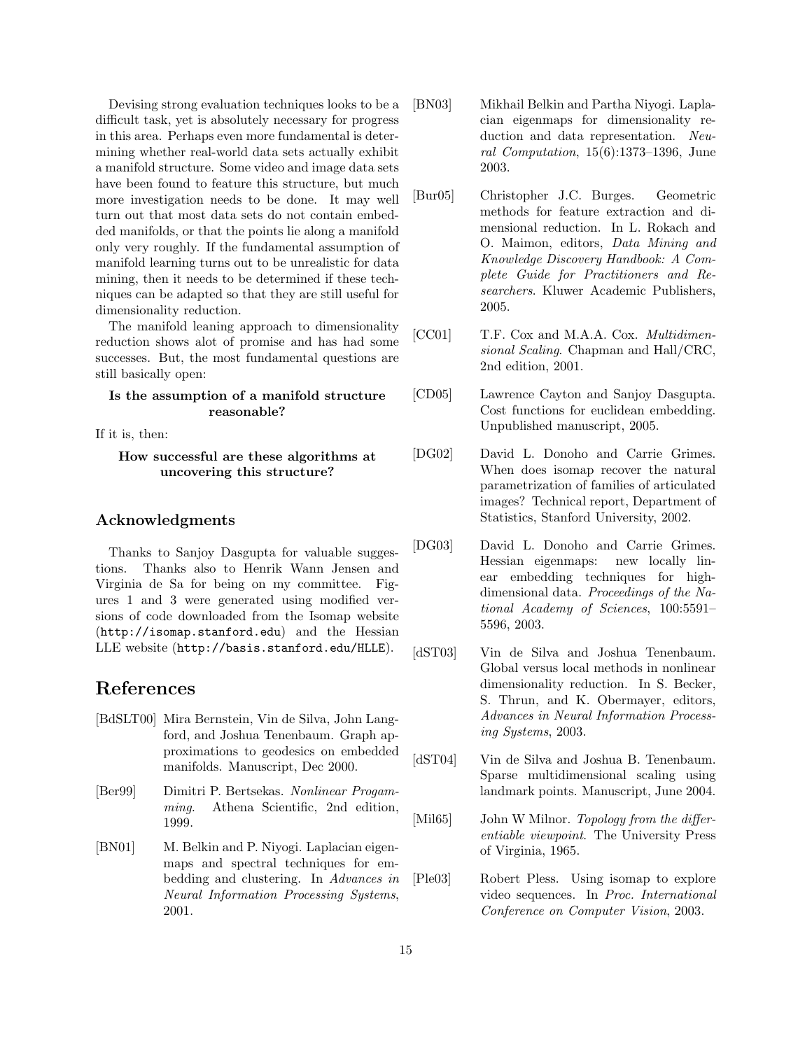Devising strong evaluation techniques looks to be a difficult task, yet is absolutely necessary for progress in this area. Perhaps even more fundamental is determining whether real-world data sets actually exhibit a manifold structure. Some video and image data sets have been found to feature this structure, but much more investigation needs to be done. It may well turn out that most data sets do not contain embedded manifolds, or that the points lie along a manifold only very roughly. If the fundamental assumption of manifold learning turns out to be unrealistic for data mining, then it needs to be determined if these techniques can be adapted so that they are still useful for dimensionality reduction.

The manifold leaning approach to dimensionality reduction shows alot of promise and has had some successes. But, the most fundamental questions are still basically open:

**Is the assumption of a manifold structure reasonable?**

If it is, then:

**How successful are these algorithms at uncovering this structure?**

## Acknowledgments

Thanks to Sanjoy Dasgupta for valuable suggestions. Thanks also to Henrik Wann Jensen and Virginia de Sa for being on my committee. Figures 1 and 3 were generated using modified versions of code downloaded from the Isomap website (`http://isomap.stanford.edu`) and the Hessian LLE website (`http://basis.stanford.edu/HLLE`).

# References

[BdSLT00] Mira Bernstein, Vin de Silva, John Langford, and Joshua Tenenbaum. Graph approximations to geodesics on embedded manifolds. Manuscript, Dec 2000.

[Ber99] Dimitri P. Bertsekas. *Nonlinear Progamming*. Athena Scientific, 2nd edition, 1999.

[BN01] M. Belkin and P. Niyogi. Laplacian eigenmaps and spectral techniques for embedding and clustering. In *Advances in Neural Information Processing Systems*, 2001.

[BN03] Mikhail Belkin and Partha Niyogi. Laplacian eigenmaps for dimensionality reduction and data representation. *Neural Computation*, 15(6):1373–1396, June 2003.

[Bur05] Christopher J.C. Burges. Geometric methods for feature extraction and dimensional reduction. In L. Rokach and O. Maimon, editors, *Data Mining and Knowledge Discovery Handbook: A Complete Guide for Practitioners and Researchers*. Kluwer Academic Publishers, 2005.

[CC01] T.F. Cox and M.A.A. Cox. *Multidimensional Scaling*. Chapman and Hall/CRC, 2nd edition, 2001.

[CD05] Lawrence Cayton and Sanjoy Dasgupta. Cost functions for euclidean embedding. Unpublished manuscript, 2005.

[DG02] David L. Donoho and Carrie Grimes. When does isomap recover the natural parametrization of families of articulated images? Technical report, Department of Statistics, Stanford University, 2002.

[DG03] David L. Donoho and Carrie Grimes. Hessian eigenmaps: new locally linear embedding techniques for high-dimensional data. *Proceedings of the National Academy of Sciences*, 100:5591–5596, 2003.

[dST03] Vin de Silva and Joshua Tenenbaum. Global versus local methods in nonlinear dimensionality reduction. In S. Becker, S. Thrun, and K. Obermayer, editors, *Advances in Neural Information Processing Systems*, 2003.

[dST04] Vin de Silva and Joshua B. Tenenbaum. Sparse multidimensional scaling using landmark points. Manuscript, June 2004.

[Mil65] John W Milnor. *Topology from the differentiable viewpoint*. The University Press of Virginia, 1965.

[Ple03] Robert Pless. Using isomap to explore video sequences. In *Proc. International Conference on Computer Vision*, 2003.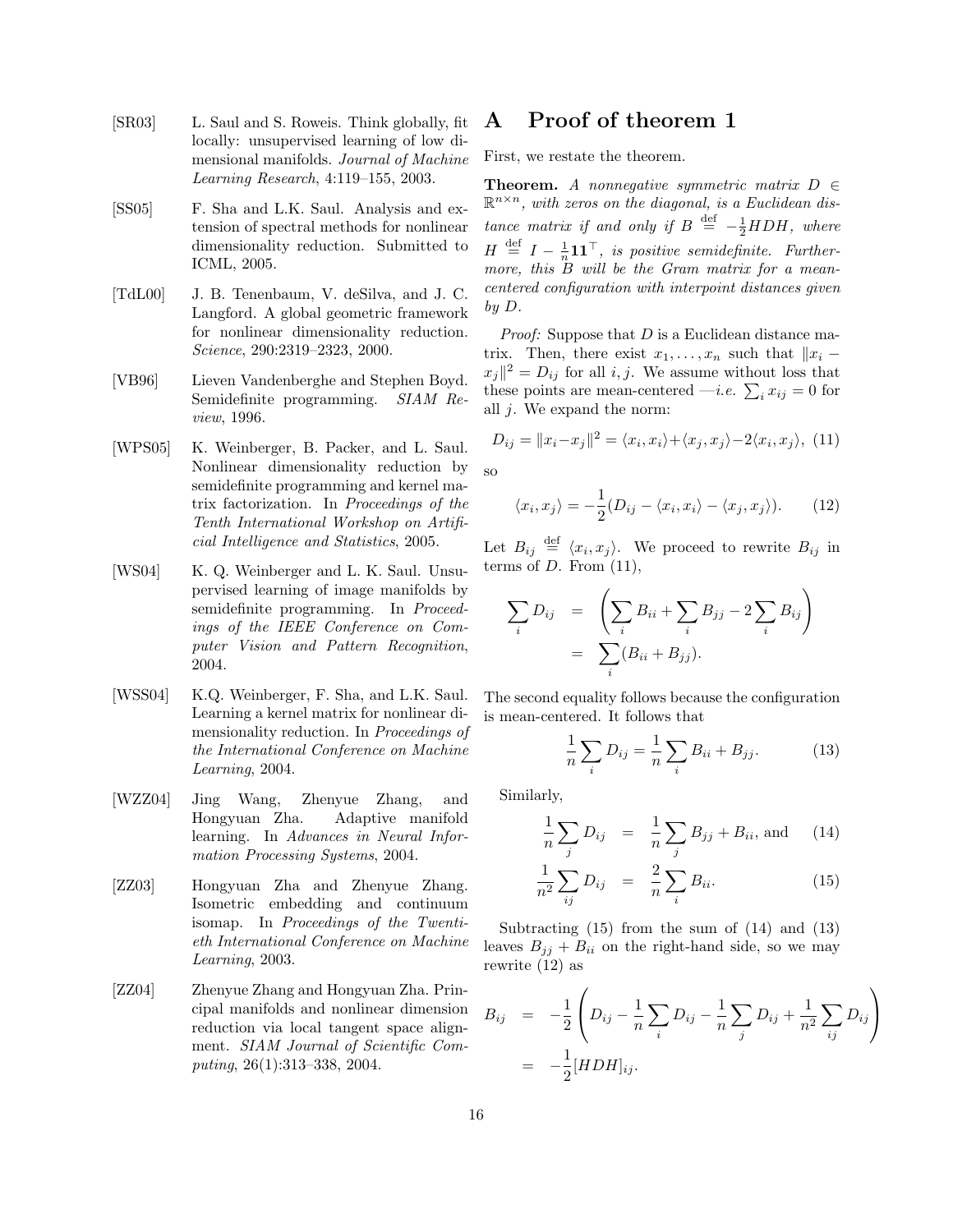[SR03] L. Saul and S. Roweis. Think globally, fit locally: unsupervised learning of low dimensional manifolds. *Journal of Machine Learning Research*, 4:119–155, 2003.

[SS05] F. Sha and L.K. Saul. Analysis and extension of spectral methods for nonlinear dimensionality reduction. Submitted to ICML, 2005.

[TdL00] J. B. Tenenbaum, V. deSilva, and J. C. Langford. A global geometric framework for nonlinear dimensionality reduction. *Science*, 290:2319–2323, 2000.

[VB96] Lieven Vandenberghe and Stephen Boyd. Semidefinite programming. *SIAM Review*, 1996.

[WPS05] K. Weinberger, B. Packer, and L. Saul. Nonlinear dimensionality reduction by semidefinite programming and kernel matrix factorization. In *Proceedings of the Tenth International Workshop on Artificial Intelligence and Statistics*, 2005.

[WS04] K. Q. Weinberger and L. K. Saul. Unsupervised learning of image manifolds by semidefinite programming. In *Proceedings of the IEEE Conference on Computer Vision and Pattern Recognition*, 2004.

[WSS04] K.Q. Weinberger, F. Sha, and L.K. Saul. Learning a kernel matrix for nonlinear dimensionality reduction. In *Proceedings of the International Conference on Machine Learning*, 2004.

[WZZ04] Jing Wang, Zhenyue Zhang, and Hongyuan Zha. Adaptive manifold learning. In *Advances in Neural Information Processing Systems*, 2004.

[ZZ03] Hongyuan Zha and Zhenyue Zhang. Isometric embedding and continuum isomap. In *Proceedings of the Twentieth International Conference on Machine Learning*, 2003.

[ZZ04] Zhenyue Zhang and Hongyuan Zha. Principal manifolds and nonlinear dimension reduction via local tangent space alignment. *SIAM Journal of Scientific Computing*, 26(1):313–338, 2004.

# A Proof of theorem 1

First, we restate the theorem.

**Theorem.** *A nonnegative symmetric matrix $D \in \mathbb{R}^{n\times n}$, with zeros on the diagonal, is a Euclidean distance matrix if and only if $B \stackrel{\text{def}}{=} -\frac{1}{2}HDH$, where $H \stackrel{\text{def}}{=} I - \frac{1}{n}\mathbf{1}\mathbf{1}^\top$, is positive semidefinite. Furthermore, this $B$ will be the Gram matrix for a mean-centered configuration with interpoint distances given by $D$.*

*Proof:* Suppose that $D$ is a Euclidean distance matrix. Then, there exist $x_1, \ldots, x_n$ such that $\|x_i - x_j\|^2 = D_{ij}$ for all $i, j$. We assume without loss that these points are mean-centered —*i.e.* $\sum_i x_{ij} = 0$ for all $j$. We expand the norm:

$$D_{ij} = \|x_i - x_j\|^2 = \langle x_i, x_i\rangle + \langle x_j, x_j\rangle - 2\langle x_i, x_j\rangle, \quad (11)$$

so

$$\langle x_i, x_j\rangle = -\frac{1}{2}(D_{ij} - \langle x_i, x_i\rangle - \langle x_j, x_j\rangle). \quad (12)$$

Let $B_{ij} \stackrel{\text{def}}{=} \langle x_i, x_j\rangle$. We proceed to rewrite $B_{ij}$ in terms of $D$. From (11),

$$\begin{aligned}\sum_i D_{ij} &= \left(\sum_i B_{ii} + \sum_i B_{jj} - 2\sum_i B_{ij}\right) \\ &= \sum_i (B_{ii} + B_{jj}).\end{aligned}$$

The second equality follows because the configuration is mean-centered. It follows that

$$\frac{1}{n}\sum_i D_{ij} = \frac{1}{n}\sum_i B_{ii} + B_{jj}. \quad (13)$$

Similarly,

$$\frac{1}{n}\sum_j D_{ij} = \frac{1}{n}\sum_j B_{jj} + B_{ii}, \text{ and} \quad (14)$$

$$\frac{1}{n^2}\sum_{ij} D_{ij} = \frac{2}{n}\sum_i B_{ii}. \quad (15)$$

Subtracting (15) from the sum of (14) and (13) leaves $B_{jj} + B_{ii}$ on the right-hand side, so we may rewrite (12) as

$$\begin{aligned}B_{ij} &= -\frac{1}{2}\left(D_{ij} - \frac{1}{n}\sum_i D_{ij} - \frac{1}{n}\sum_j D_{ij} + \frac{1}{n^2}\sum_{ij} D_{ij}\right) \\ &= -\frac{1}{2}[HDH]_{ij}.\end{aligned}$$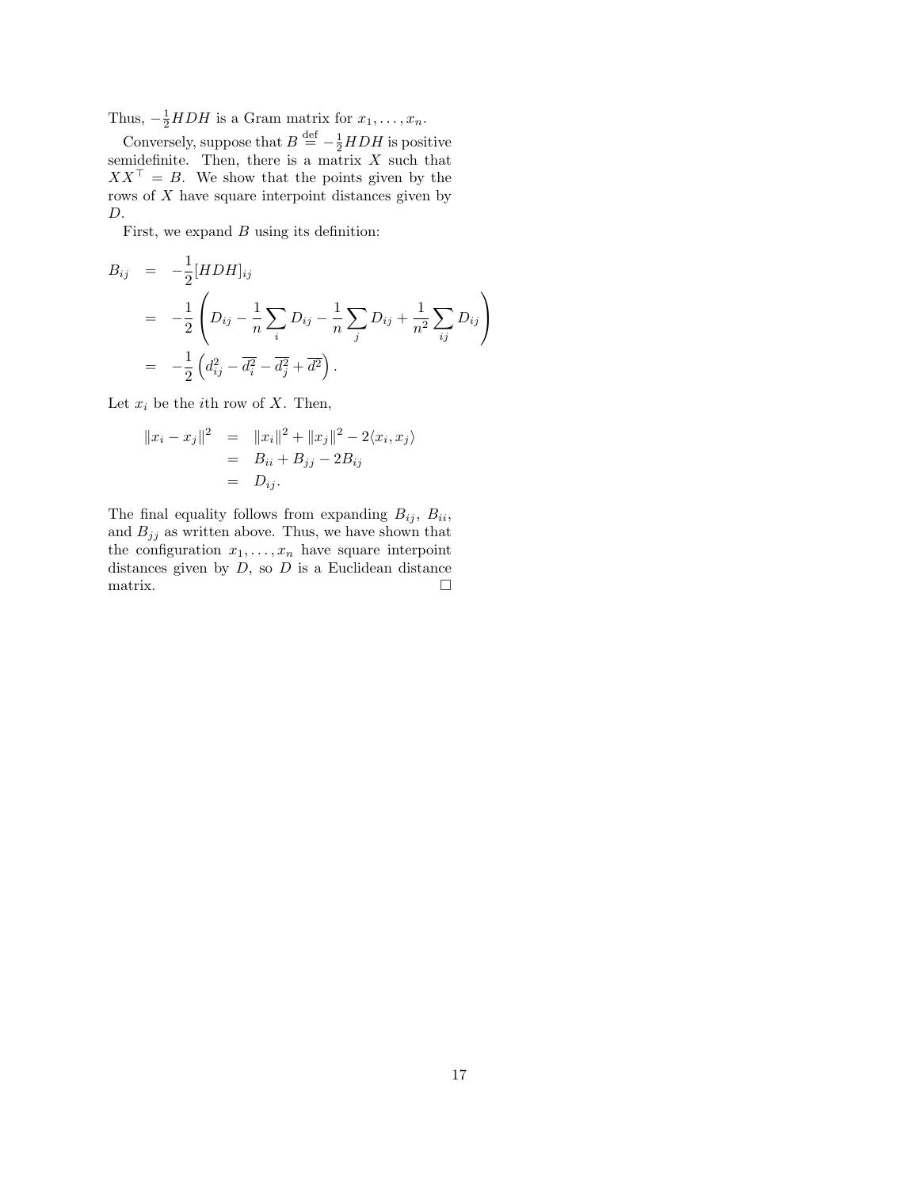Thus, $-\frac{1}{2}HDH$ is a Gram matrix for $x_1, \ldots, x_n$.

Conversely, suppose that $B \stackrel{\text{def}}{=} -\frac{1}{2}HDH$ is positive semidefinite. Then, there is a matrix $X$ such that $XX^\top = B$. We show that the points given by the rows of $X$ have square interpoint distances given by $D$.

First, we expand $B$ using its definition:

$$
\begin{aligned}
B_{ij} &= -\frac{1}{2}[HDH]_{ij} \\
&= -\frac{1}{2}\left(D_{ij} - \frac{1}{n}\sum_i D_{ij} - \frac{1}{n}\sum_j D_{ij} + \frac{1}{n^2}\sum_{ij} D_{ij}\right) \\
&= -\frac{1}{2}\left(d_{ij}^2 - \overline{d_i^2} - \overline{d_j^2} + \overline{d^2}\right).
\end{aligned}
$$

Let $x_i$ be the $i$th row of $X$. Then,

$$
\begin{aligned}
\|x_i - x_j\|^2 &= \|x_i\|^2 + \|x_j\|^2 - 2\langle x_i, x_j \rangle \\
&= B_{ii} + B_{jj} - 2B_{ij} \\
&= D_{ij}.
\end{aligned}
$$

The final equality follows from expanding $B_{ij}$, $B_{ii}$, and $B_{jj}$ as written above. Thus, we have shown that the configuration $x_1, \ldots, x_n$ have square interpoint distances given by $D$, so $D$ is a Euclidean distance matrix. □